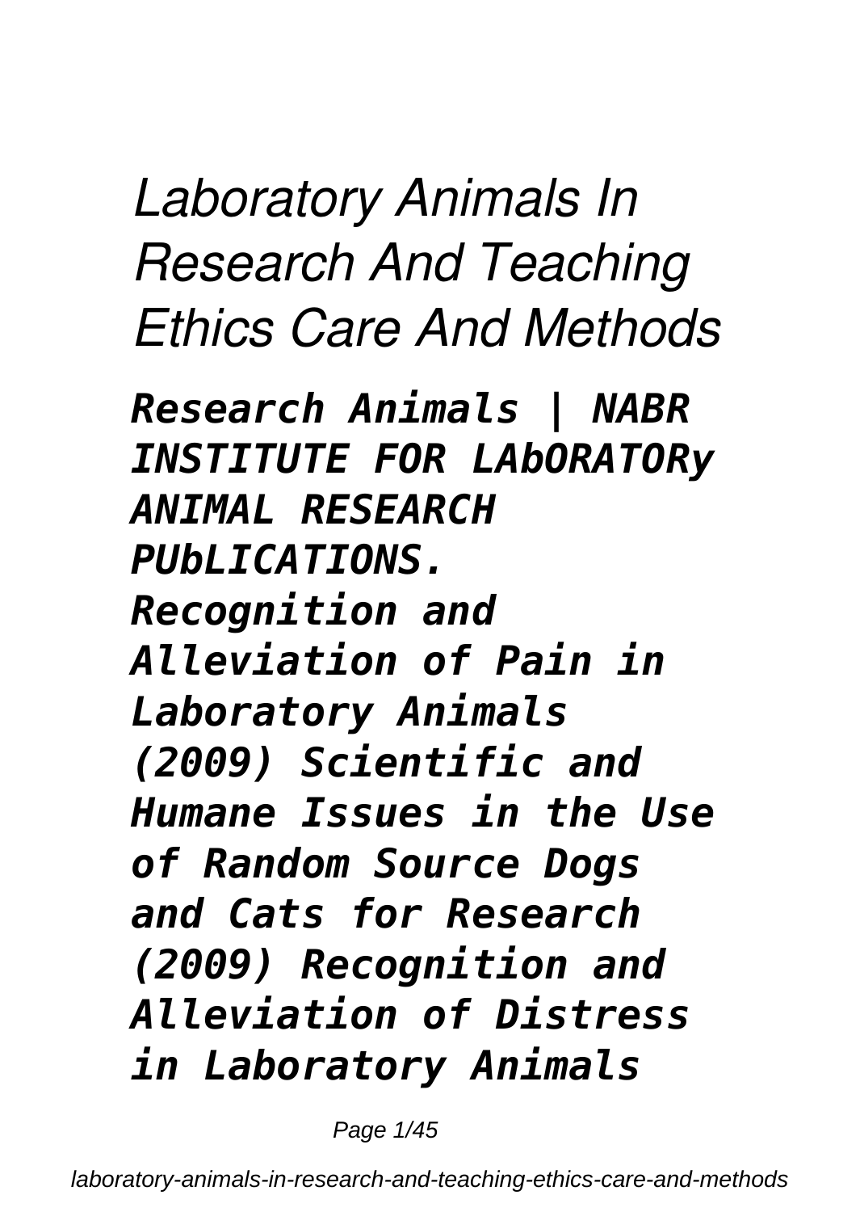# *Laboratory Animals In Research And Teaching Ethics Care And Methods*

***Research Animals | NABR INSTITUTE FOR LAbORATORy ANIMAL RESEARCH PUbLICATIONS. Recognition and Alleviation of Pain in Laboratory Animals (2009) Scientific and Humane Issues in the Use of Random Source Dogs and Cats for Research (2009) Recognition and Alleviation of Distress in Laboratory Animals***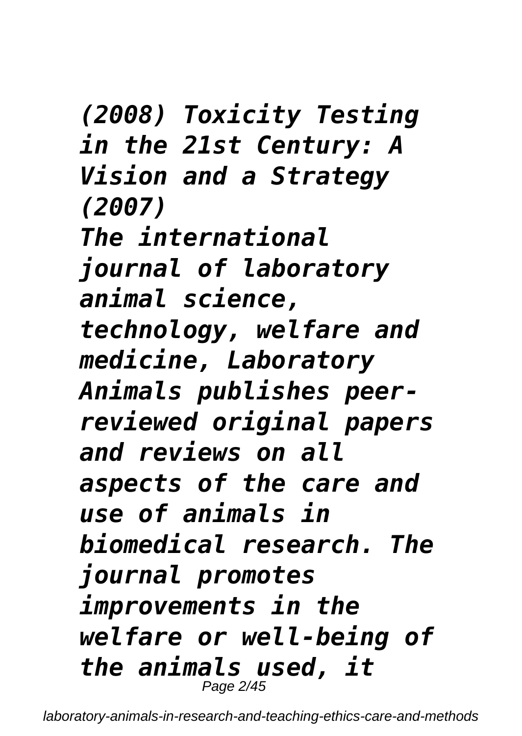*(2008) Toxicity Testing in the 21st Century: A Vision and a Strategy (2007)*

*The international journal of laboratory animal science, technology, welfare and medicine, Laboratory Animals publishes peer-reviewed original papers and reviews on all aspects of the care and use of animals in biomedical research. The journal promotes improvements in the welfare or well-being of the animals used, it*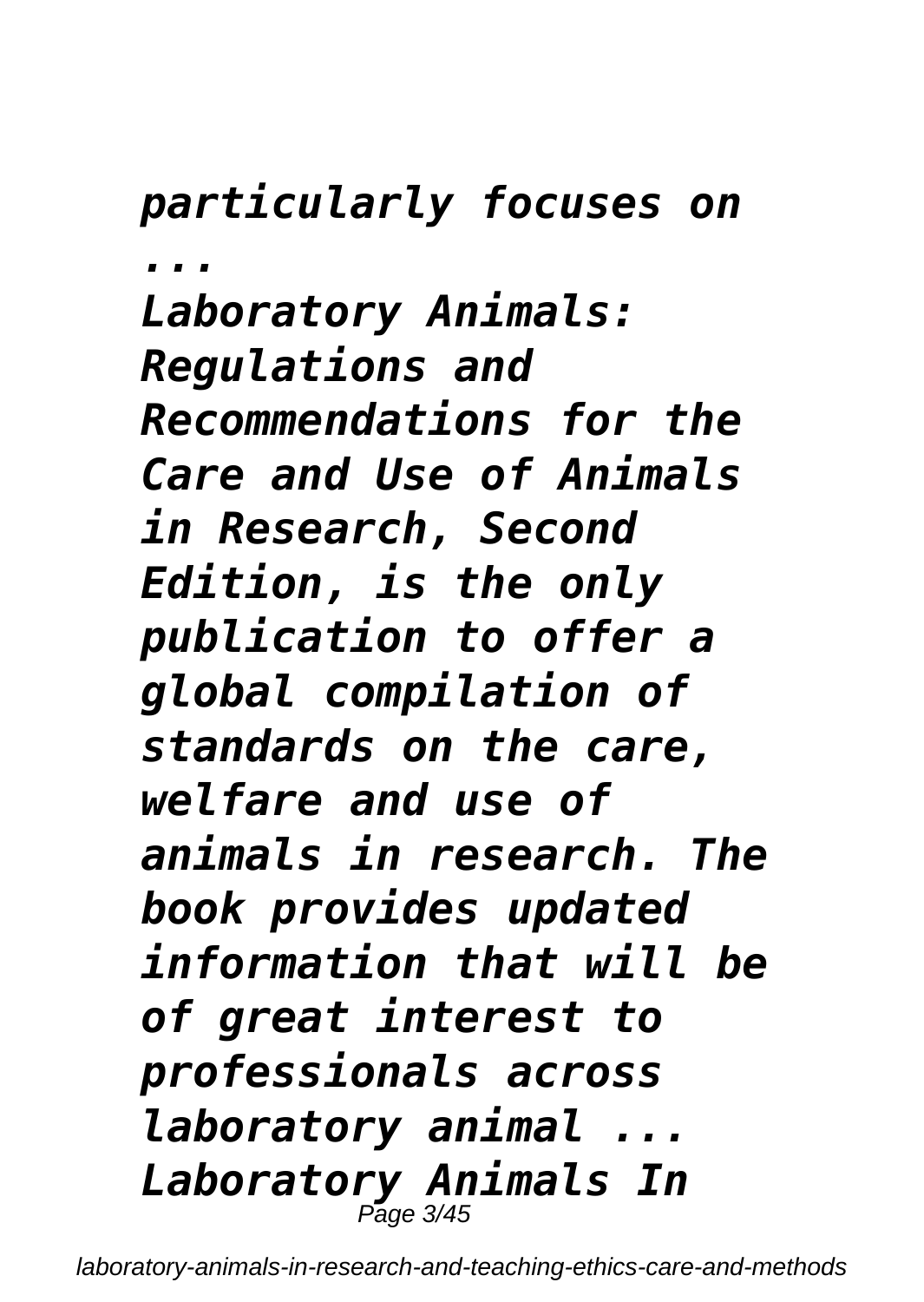***particularly focuses on ...***

***Laboratory Animals: Regulations and Recommendations for the Care and Use of Animals in Research, Second Edition, is the only publication to offer a global compilation of standards on the care, welfare and use of animals in research. The book provides updated information that will be of great interest to professionals across laboratory animal ...***

***Laboratory Animals In***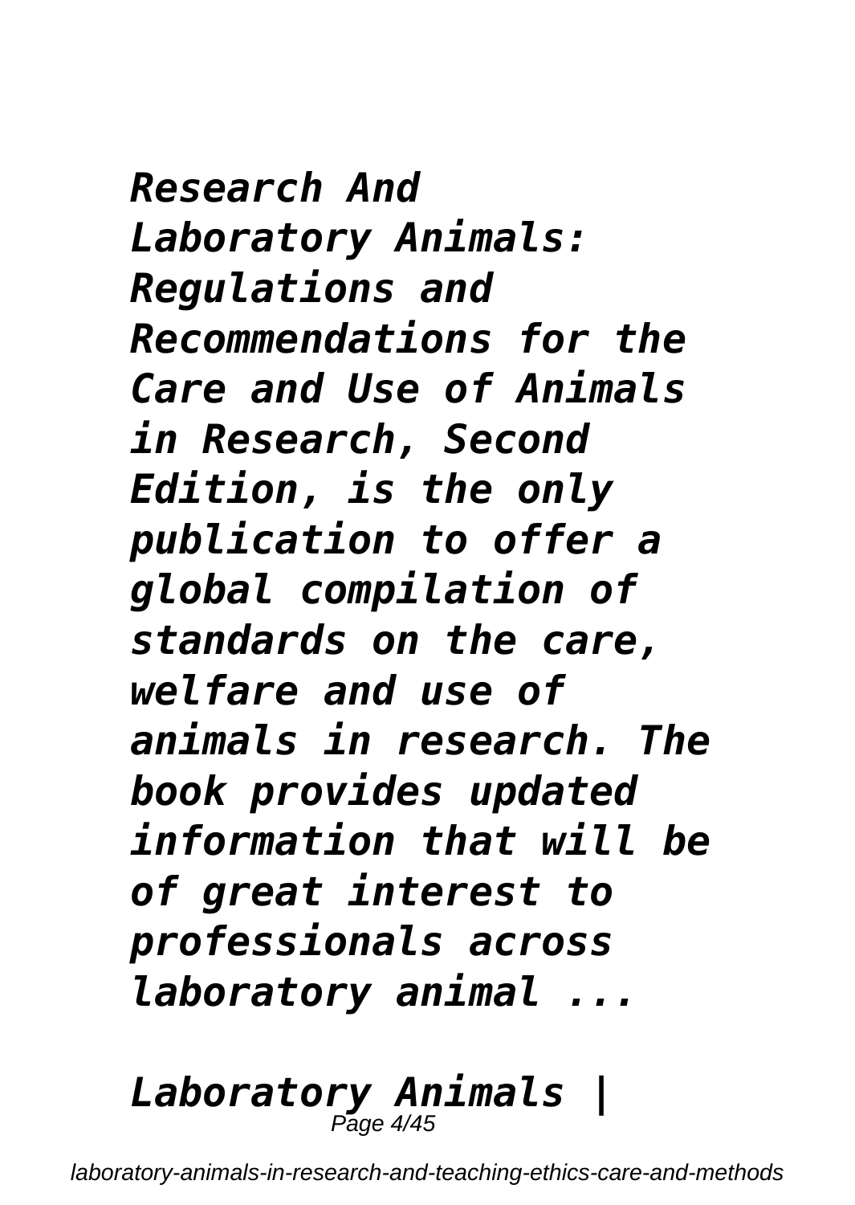***Research And Laboratory Animals: Regulations and Recommendations for the Care and Use of Animals in Research, Second Edition, is the only publication to offer a global compilation of standards on the care, welfare and use of animals in research. The book provides updated information that will be of great interest to professionals across laboratory animal ...***

***Laboratory Animals |***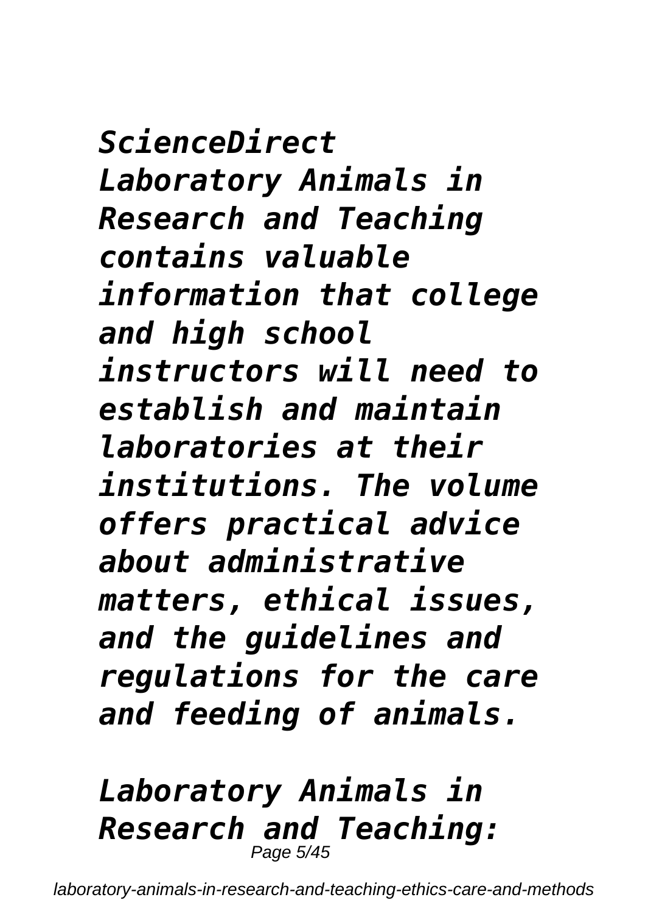***ScienceDirect***

***Laboratory Animals in Research and Teaching contains valuable information that college and high school instructors will need to establish and maintain laboratories at their institutions. The volume offers practical advice about administrative matters, ethical issues, and the guidelines and regulations for the care and feeding of animals.***

***Laboratory Animals in Research and Teaching:***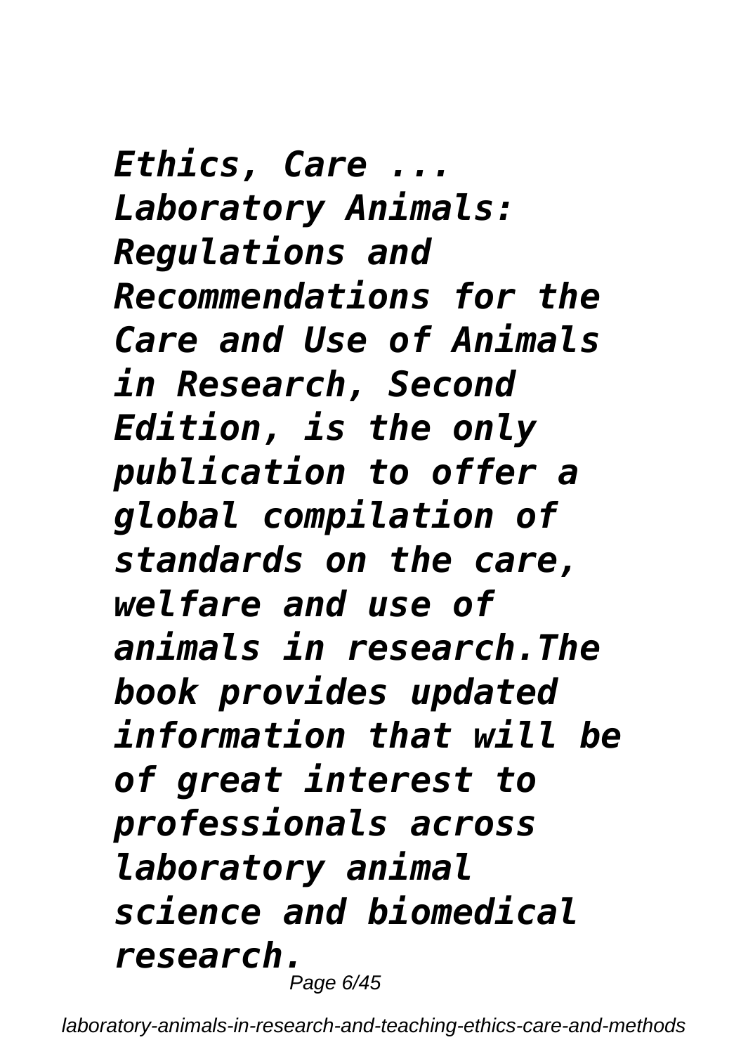***Ethics, Care ...***
***Laboratory Animals: Regulations and Recommendations for the Care and Use of Animals in Research, Second Edition, is the only publication to offer a global compilation of standards on the care, welfare and use of animals in research.The book provides updated information that will be of great interest to professionals across laboratory animal science and biomedical research.***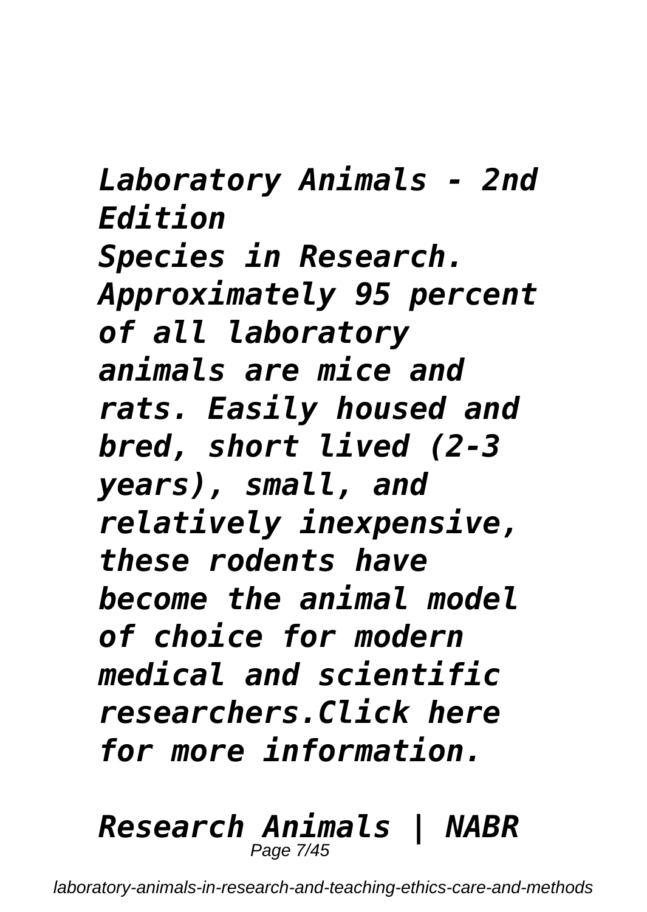***Laboratory Animals - 2nd Edition***

***Species in Research. Approximately 95 percent of all laboratory animals are mice and rats. Easily housed and bred, short lived (2-3 years), small, and relatively inexpensive, these rodents have become the animal model of choice for modern medical and scientific researchers.Click here for more information.***

***Research Animals | NABR***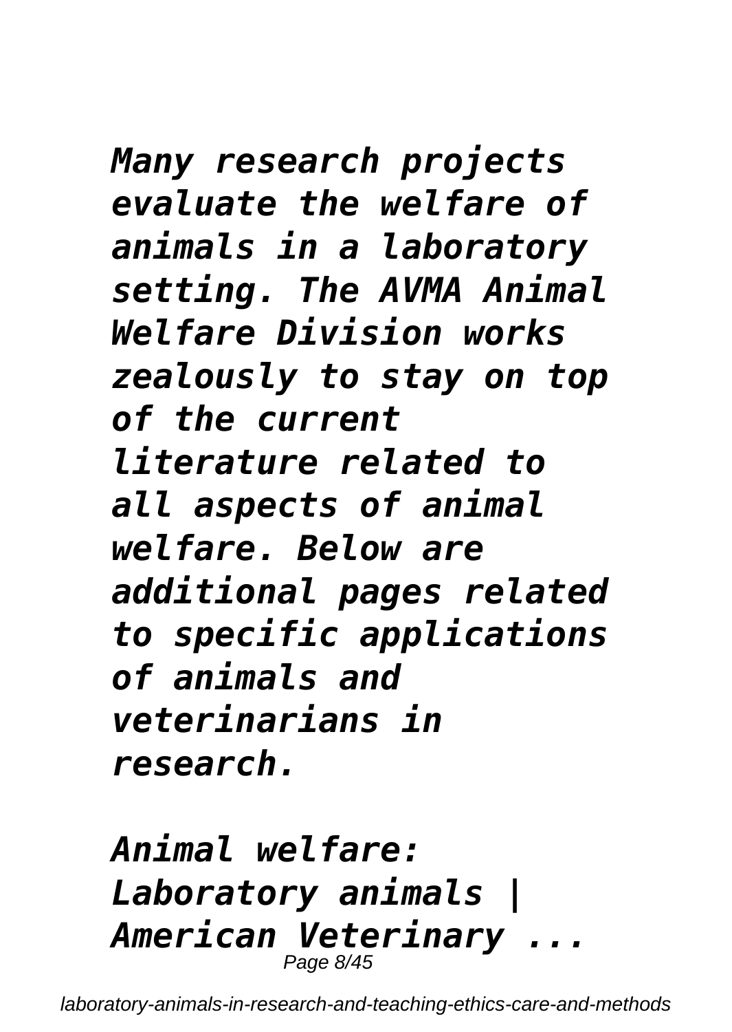***Many research projects evaluate the welfare of animals in a laboratory setting. The AVMA Animal Welfare Division works zealously to stay on top of the current literature related to all aspects of animal welfare. Below are additional pages related to specific applications of animals and veterinarians in research.***

***Animal welfare: Laboratory animals | American Veterinary ...***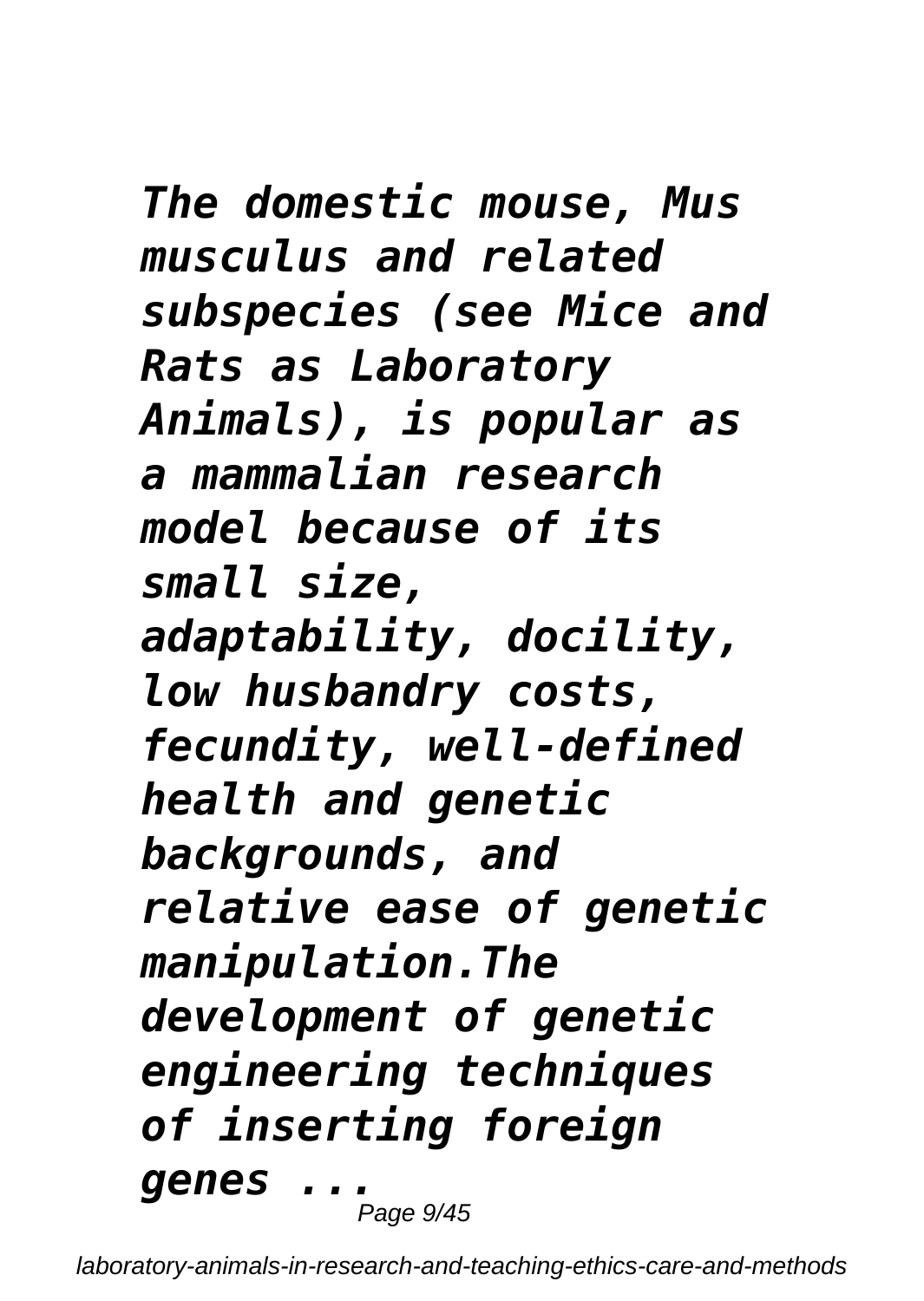***The domestic mouse, Mus musculus and related subspecies (see Mice and Rats as Laboratory Animals), is popular as a mammalian research model because of its small size, adaptability, docility, low husbandry costs, fecundity, well-defined health and genetic backgrounds, and relative ease of genetic manipulation.The development of genetic engineering techniques of inserting foreign genes ...***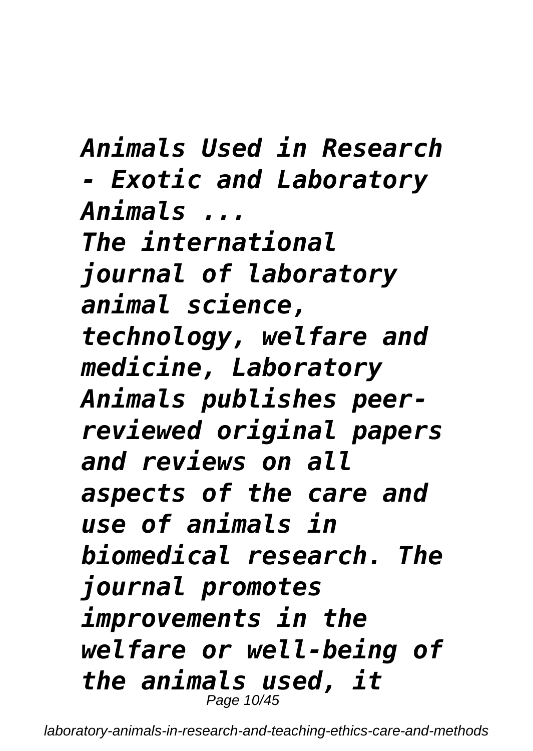***Animals Used in Research - Exotic and Laboratory Animals ...***

***The international journal of laboratory animal science, technology, welfare and medicine, Laboratory Animals publishes peer-reviewed original papers and reviews on all aspects of the care and use of animals in biomedical research. The journal promotes improvements in the welfare or well-being of the animals used, it***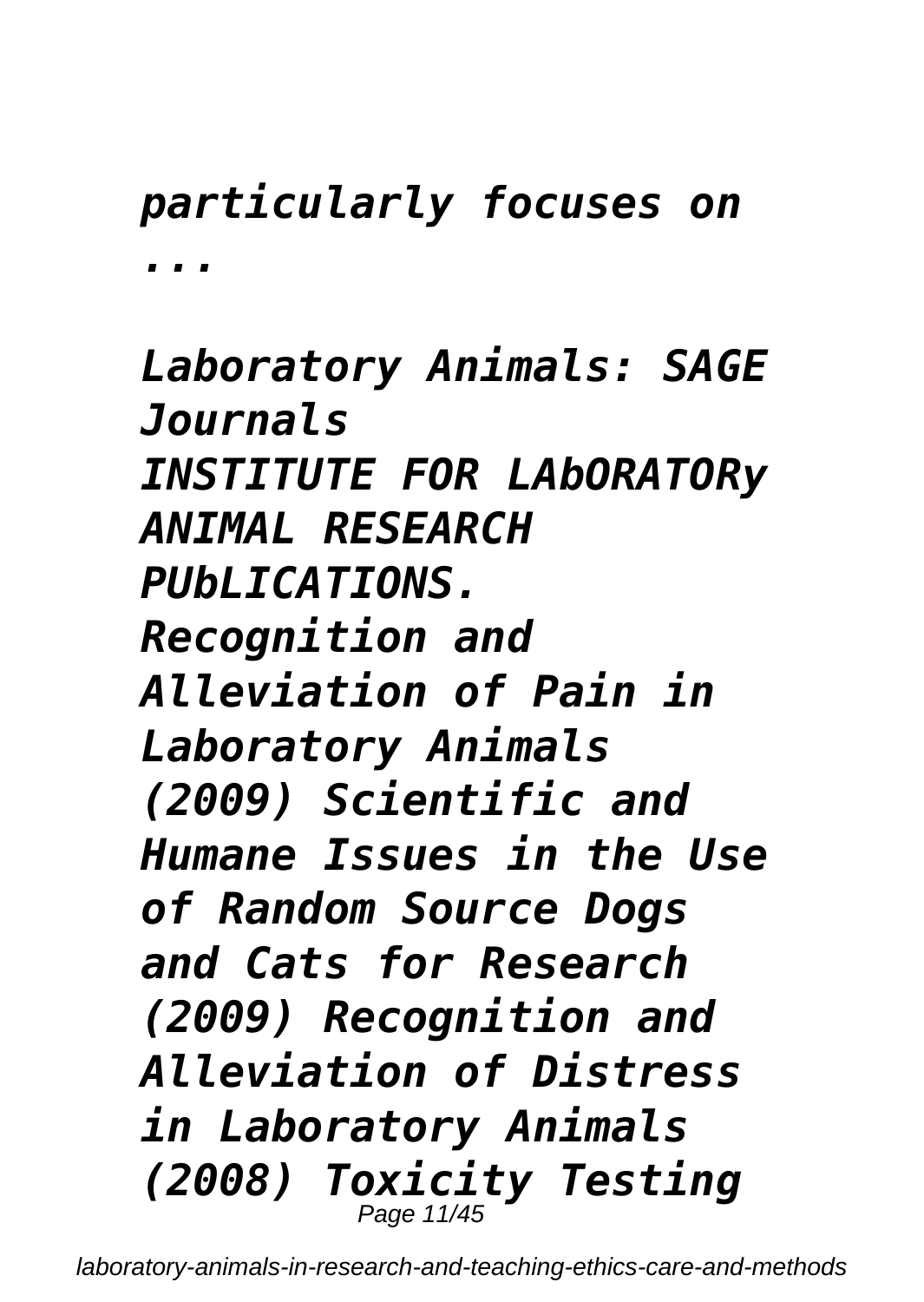*particularly focuses on ...*

*Laboratory Animals: SAGE Journals*
*INSTITUTE FOR LAbORATORy ANIMAL RESEARCH PUbLICATIONS. Recognition and Alleviation of Pain in Laboratory Animals (2009) Scientific and Humane Issues in the Use of Random Source Dogs and Cats for Research (2009) Recognition and Alleviation of Distress in Laboratory Animals (2008) Toxicity Testing*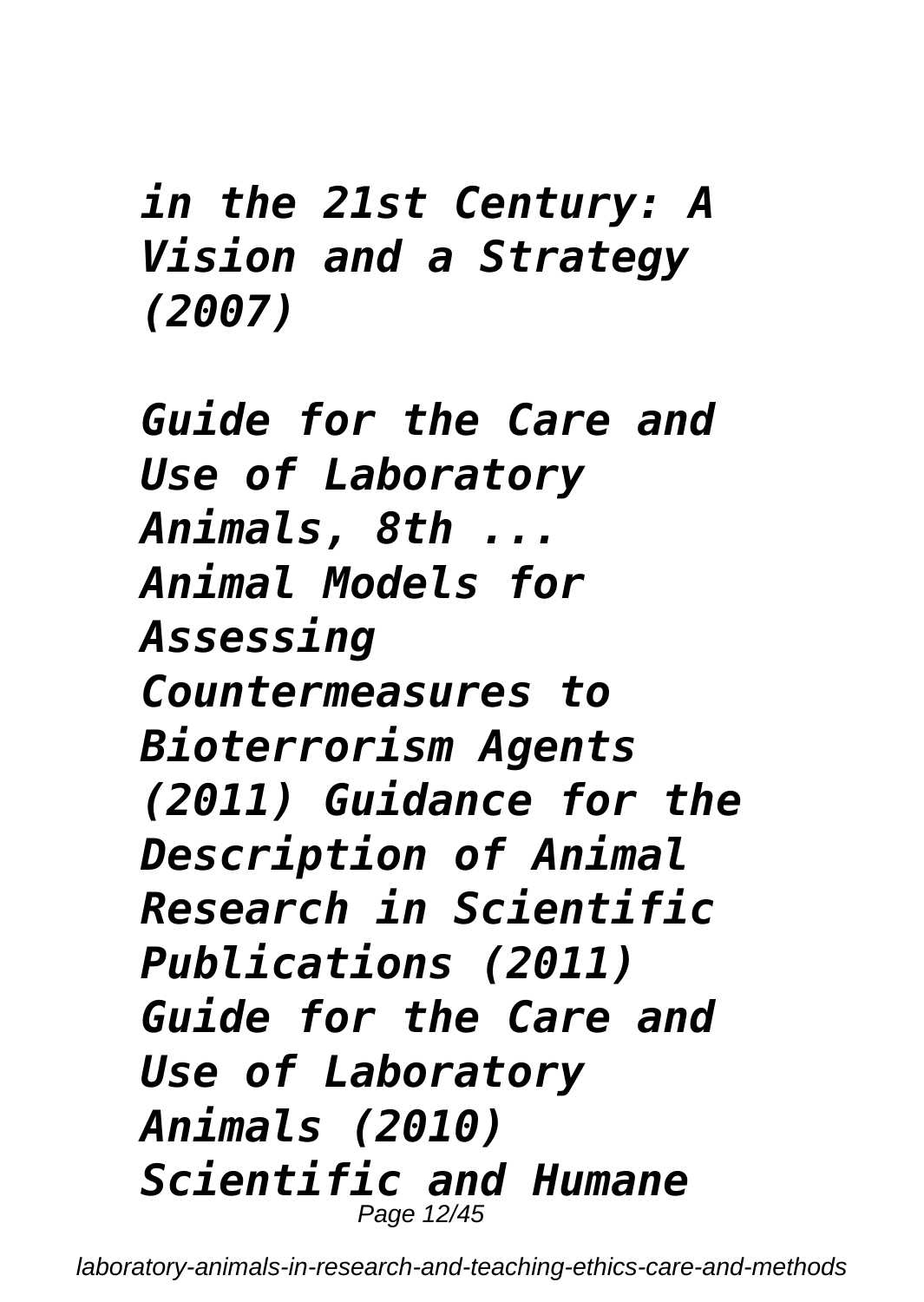*in the 21st Century: A Vision and a Strategy (2007)*

*Guide for the Care and Use of Laboratory Animals, 8th ...*
*Animal Models for Assessing Countermeasures to Bioterrorism Agents (2011) Guidance for the Description of Animal Research in Scientific Publications (2011) Guide for the Care and Use of Laboratory Animals (2010) Scientific and Humane*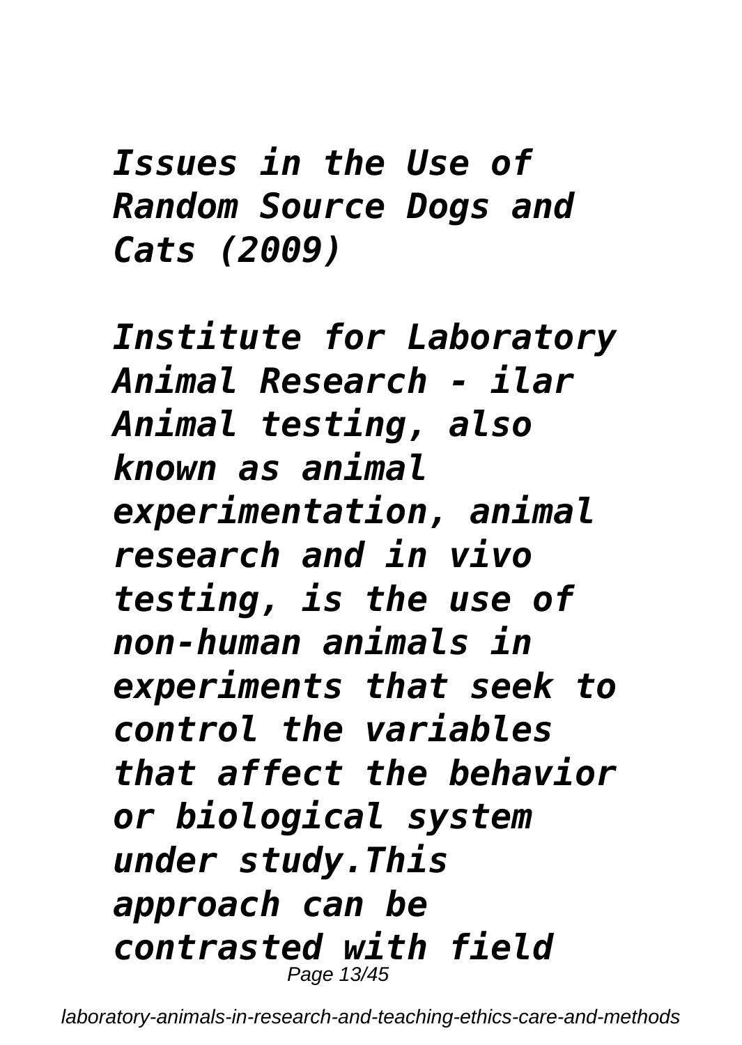***Issues in the Use of Random Source Dogs and Cats (2009)***

***Institute for Laboratory Animal Research - ilar Animal testing, also known as animal experimentation, animal research and in vivo testing, is the use of non-human animals in experiments that seek to control the variables that affect the behavior or biological system under study.This approach can be contrasted with field***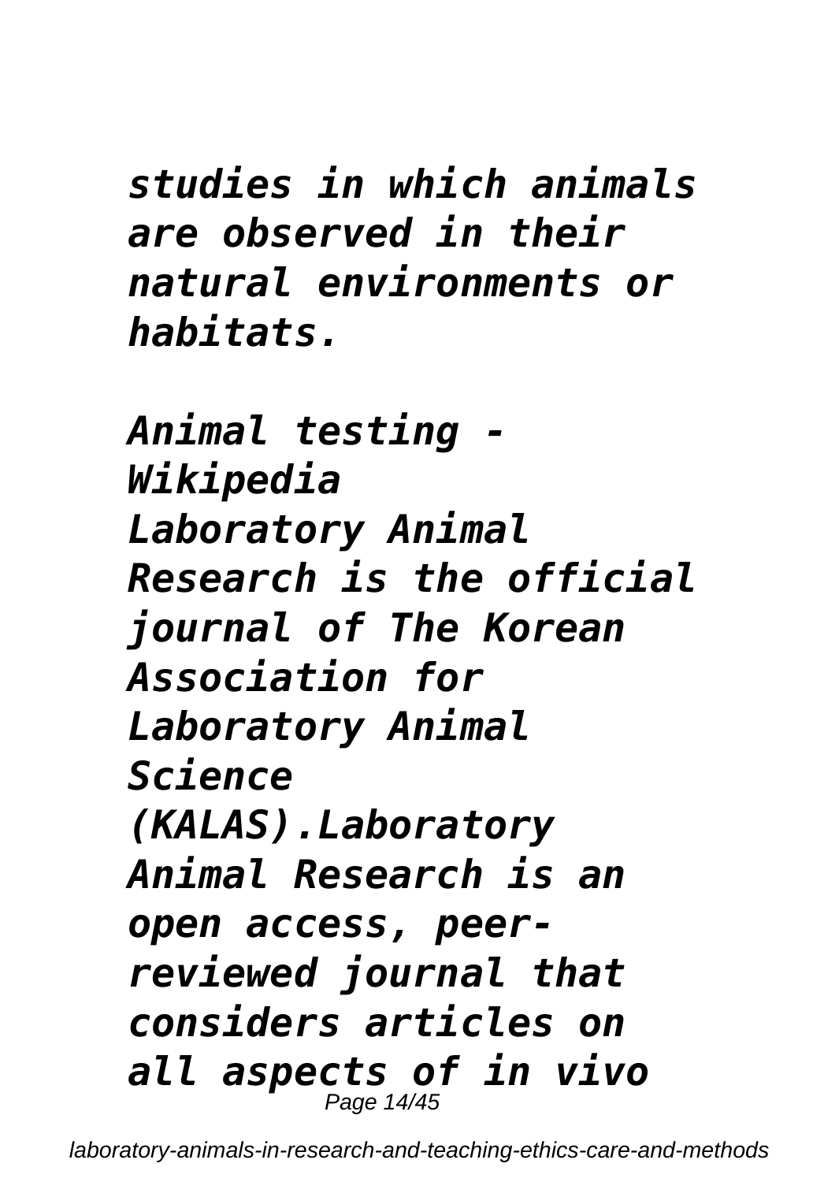*studies in which animals are observed in their natural environments or habitats.*

*Animal testing - Wikipedia*
*Laboratory Animal Research is the official journal of The Korean Association for Laboratory Animal Science (KALAS).Laboratory Animal Research is an open access, peer-reviewed journal that considers articles on all aspects of in vivo*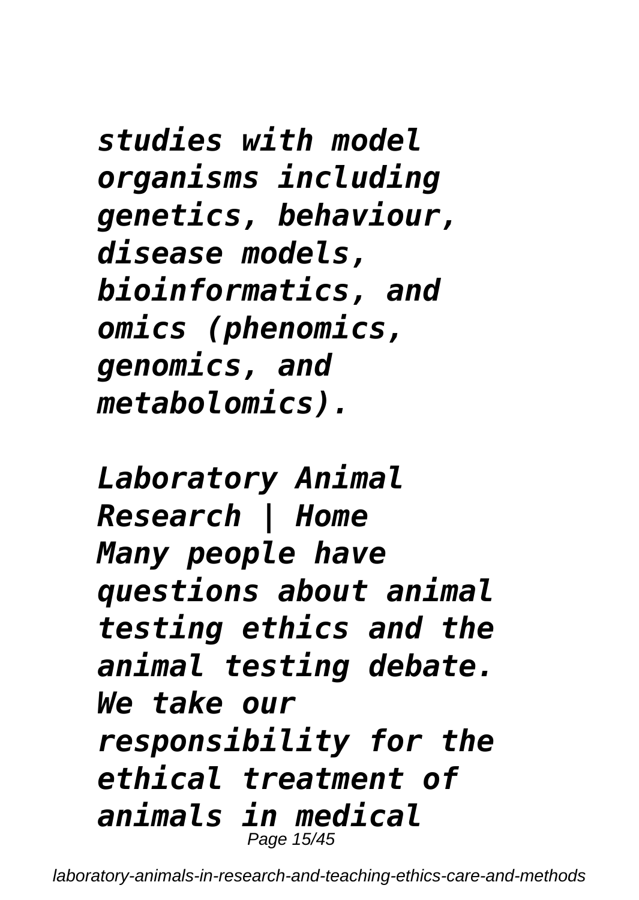*studies with model organisms including genetics, behaviour, disease models, bioinformatics, and omics (phenomics, genomics, and metabolomics).*

*Laboratory Animal Research | Home*
*Many people have questions about animal testing ethics and the animal testing debate. We take our responsibility for the ethical treatment of animals in medical*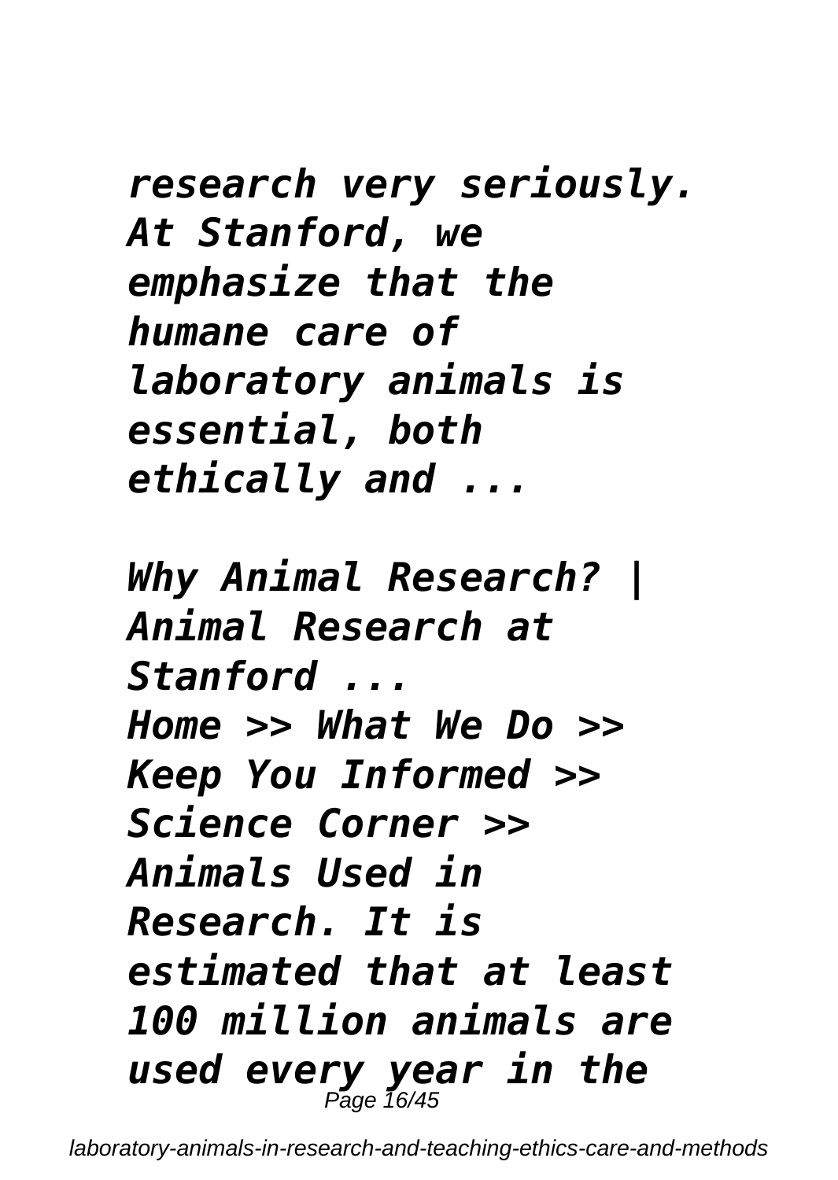*research very seriously. At Stanford, we emphasize that the humane care of laboratory animals is essential, both ethically and ...*

*Why Animal Research? | Animal Research at Stanford ...*

*Home >> What We Do >> Keep You Informed >> Science Corner >> Animals Used in Research. It is estimated that at least 100 million animals are used every year in the*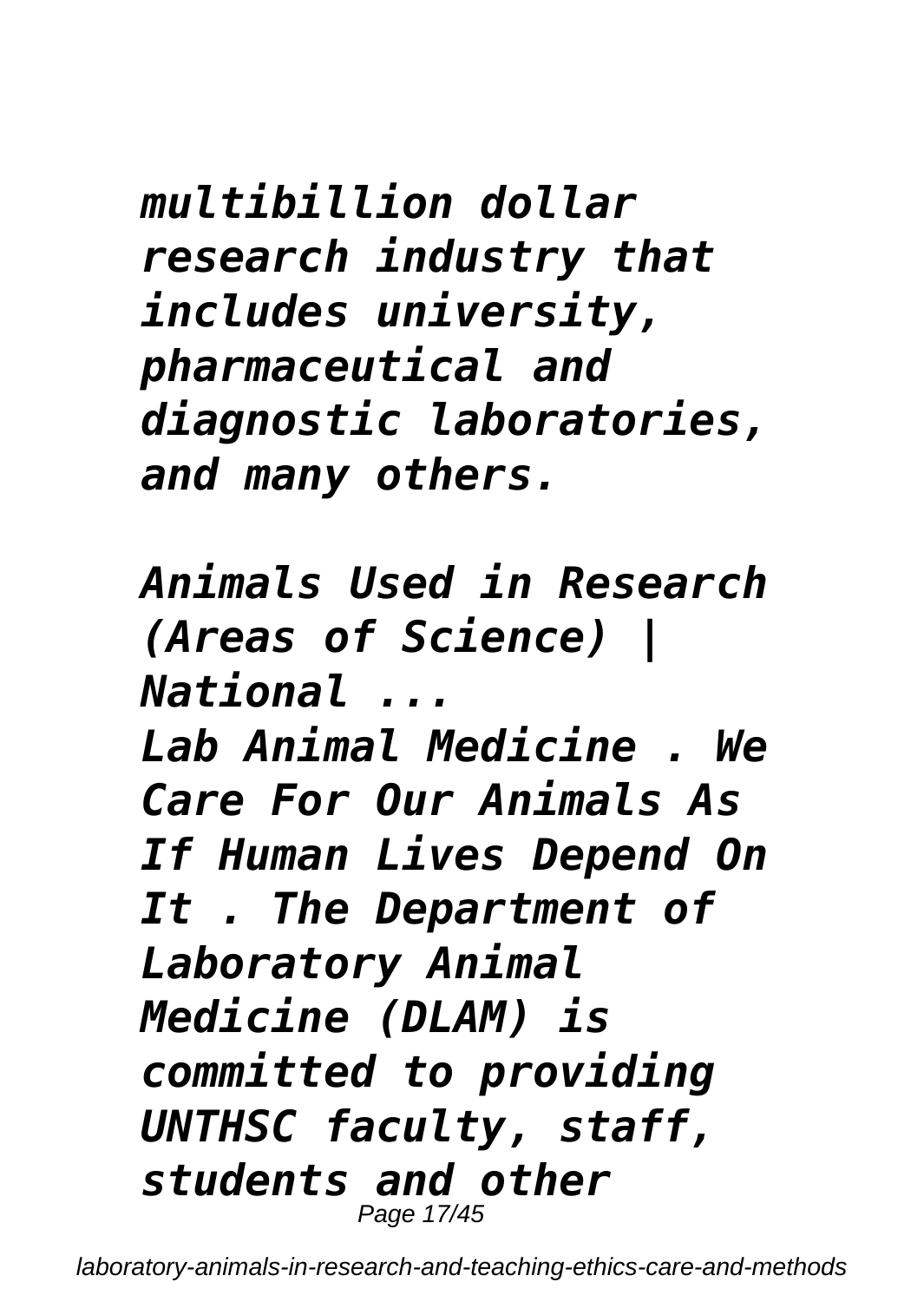*multibillion dollar research industry that includes university, pharmaceutical and diagnostic laboratories, and many others.*

*Animals Used in Research (Areas of Science) | National ...*

*Lab Animal Medicine . We Care For Our Animals As If Human Lives Depend On It . The Department of Laboratory Animal Medicine (DLAM) is committed to providing UNTHSC faculty, staff, students and other*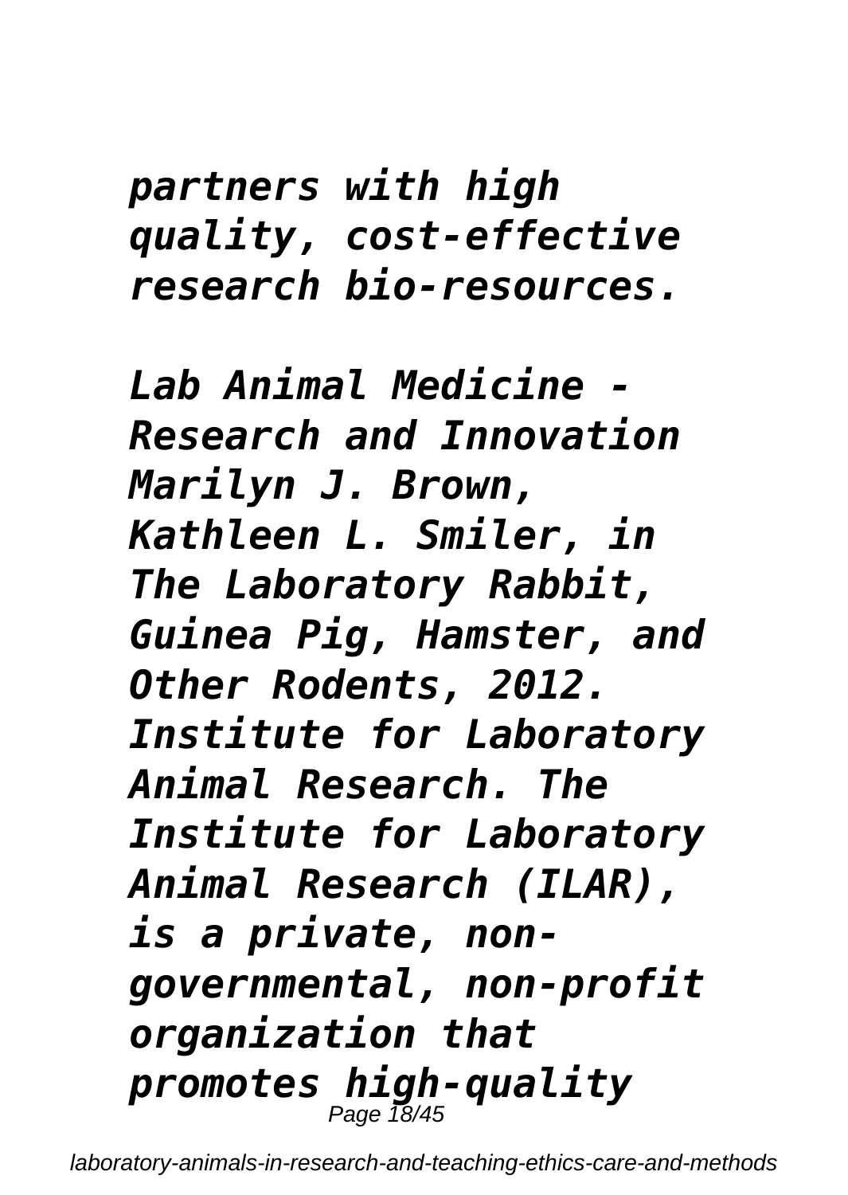*partners with high quality, cost-effective research bio-resources.*

*Lab Animal Medicine - Research and Innovation Marilyn J. Brown, Kathleen L. Smiler, in The Laboratory Rabbit, Guinea Pig, Hamster, and Other Rodents, 2012. Institute for Laboratory Animal Research. The Institute for Laboratory Animal Research (ILAR), is a private, non-governmental, non-profit organization that promotes high-quality*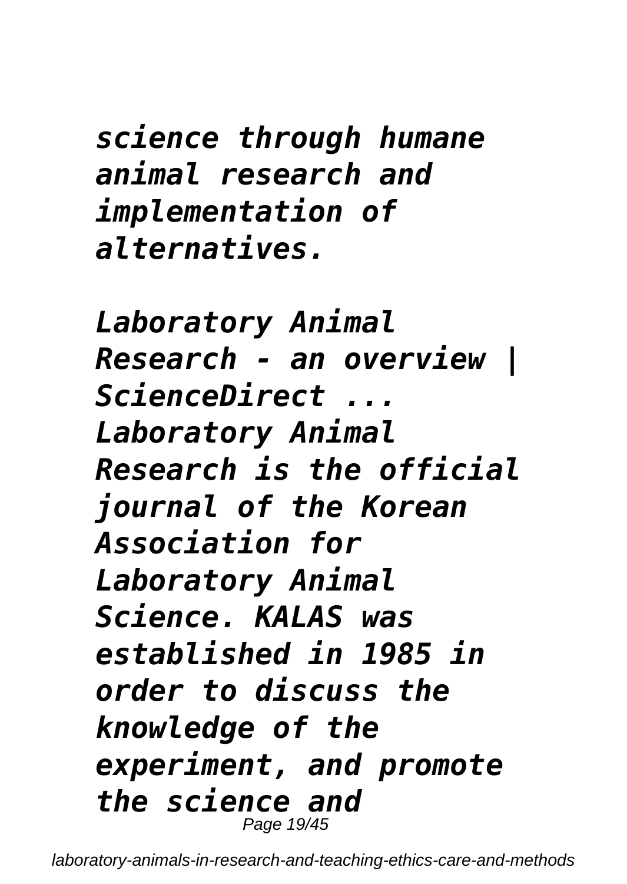*science through humane animal research and implementation of alternatives.*

*Laboratory Animal Research - an overview | ScienceDirect ...*
*Laboratory Animal Research is the official journal of the Korean Association for Laboratory Animal Science. KALAS was established in 1985 in order to discuss the knowledge of the experiment, and promote the science and*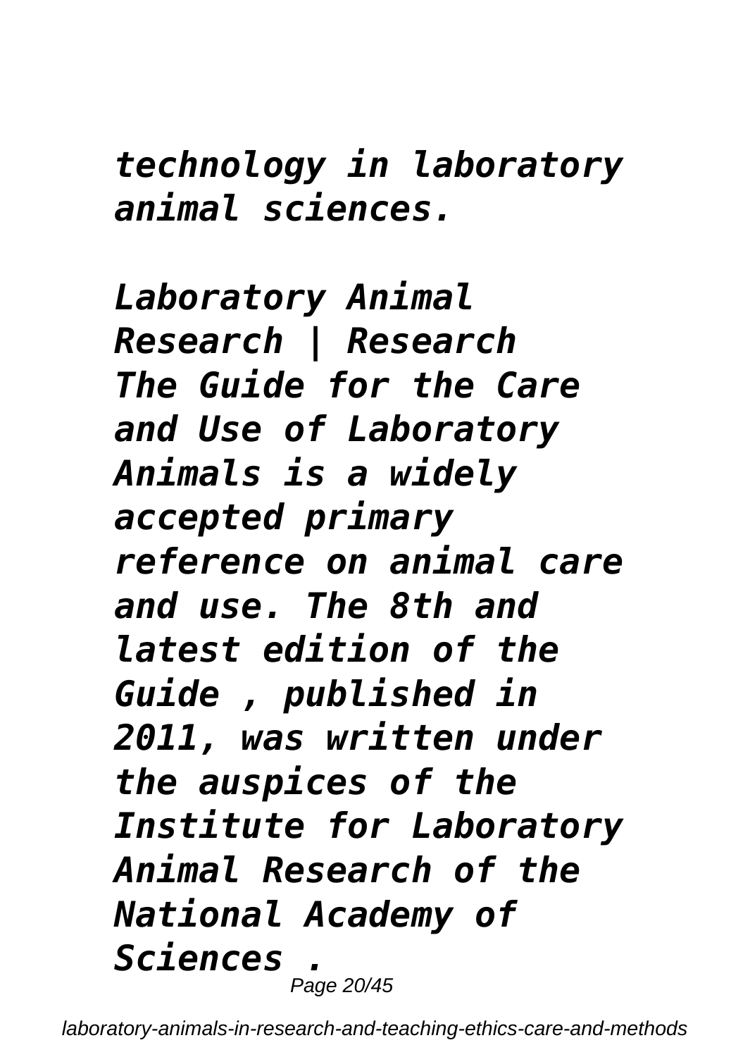*technology in laboratory animal sciences.*

*Laboratory Animal Research | Research The Guide for the Care and Use of Laboratory Animals is a widely accepted primary reference on animal care and use. The 8th and latest edition of the Guide , published in 2011, was written under the auspices of the Institute for Laboratory Animal Research of the National Academy of Sciences .*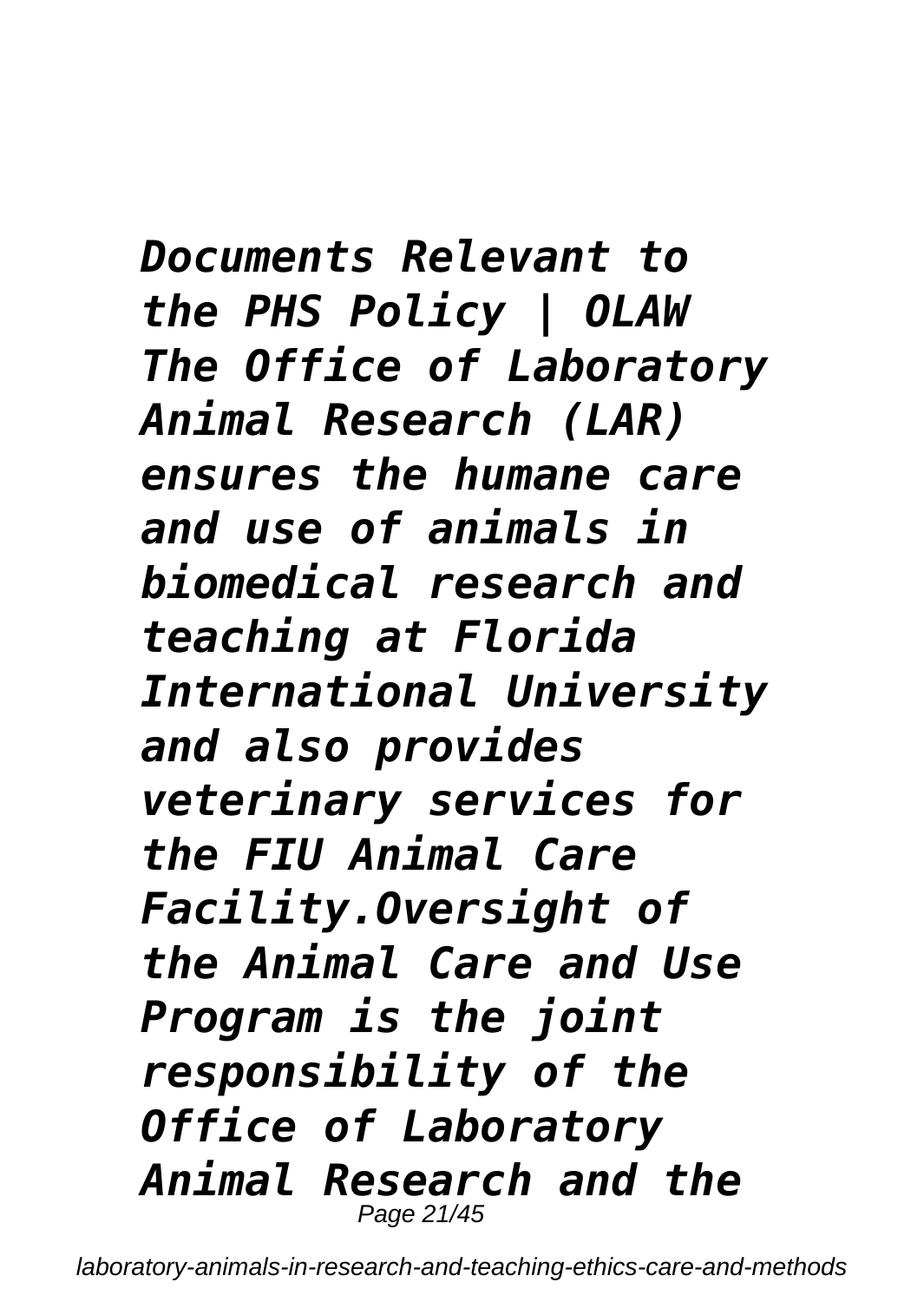***Documents Relevant to the PHS Policy | OLAW***
***The Office of Laboratory Animal Research (LAR) ensures the humane care and use of animals in biomedical research and teaching at Florida International University and also provides veterinary services for the FIU Animal Care Facility.Oversight of the Animal Care and Use Program is the joint responsibility of the Office of Laboratory Animal Research and the***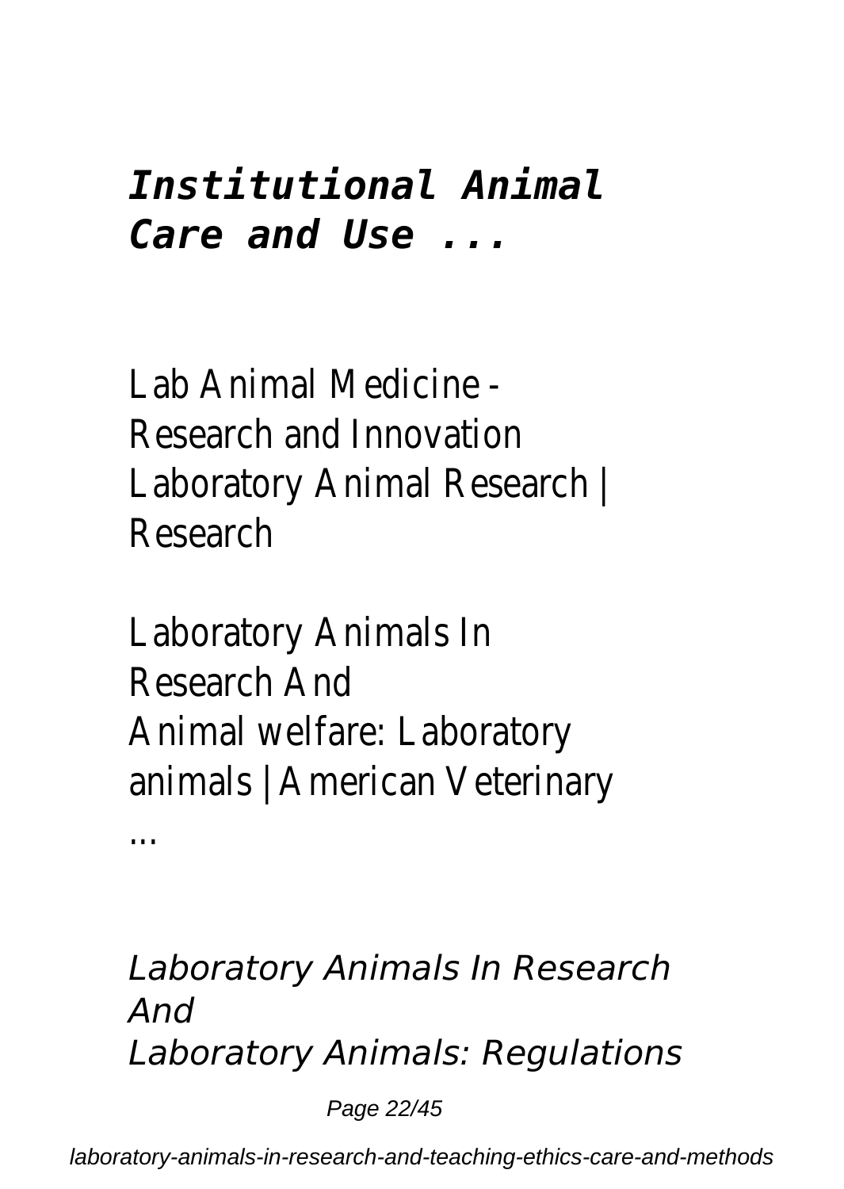## *Institutional Animal Care and Use ...*

Lab Animal Medicine - Research and Innovation
Laboratory Animal Research | Research

Laboratory Animals In Research And
Animal welfare: Laboratory animals | American Veterinary ...

*Laboratory Animals In Research And*
*Laboratory Animals: Regulations*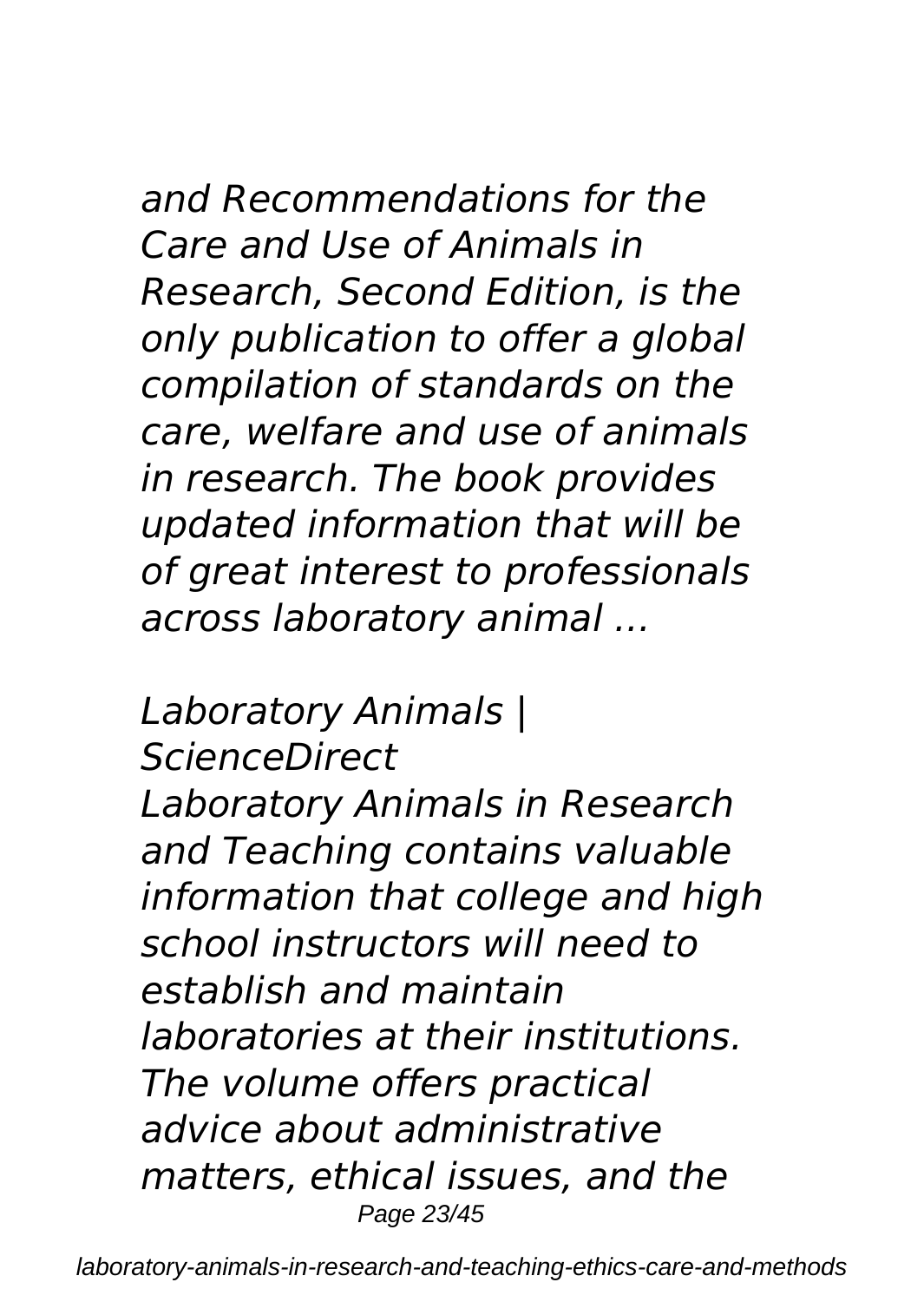*and Recommendations for the Care and Use of Animals in Research, Second Edition, is the only publication to offer a global compilation of standards on the care, welfare and use of animals in research. The book provides updated information that will be of great interest to professionals across laboratory animal ...*

*Laboratory Animals | ScienceDirect*

*Laboratory Animals in Research and Teaching contains valuable information that college and high school instructors will need to establish and maintain laboratories at their institutions. The volume offers practical advice about administrative matters, ethical issues, and the*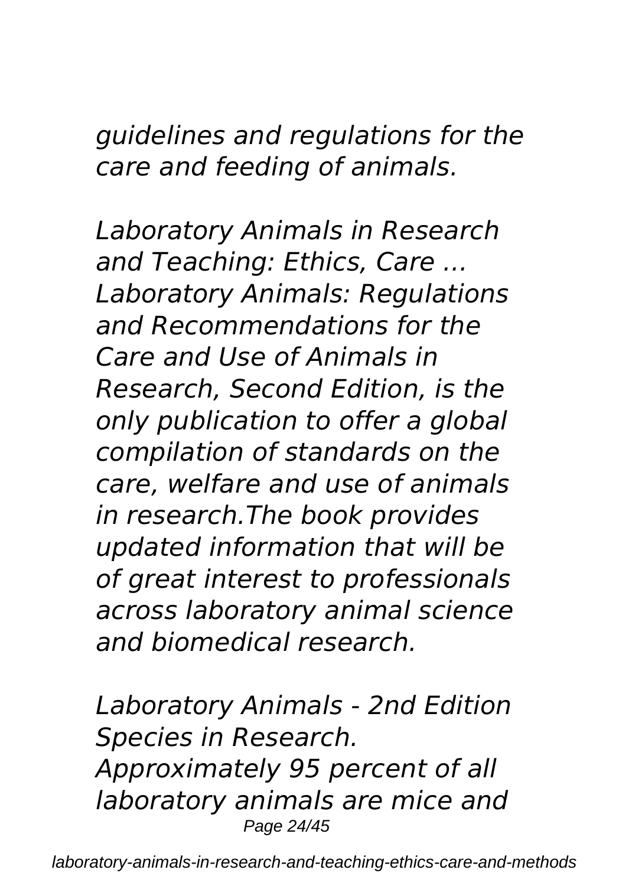*guidelines and regulations for the care and feeding of animals.*

*Laboratory Animals in Research and Teaching: Ethics, Care ...*
*Laboratory Animals: Regulations and Recommendations for the Care and Use of Animals in Research, Second Edition, is the only publication to offer a global compilation of standards on the care, welfare and use of animals in research.The book provides updated information that will be of great interest to professionals across laboratory animal science and biomedical research.*

*Laboratory Animals - 2nd Edition*
*Species in Research. Approximately 95 percent of all laboratory animals are mice and*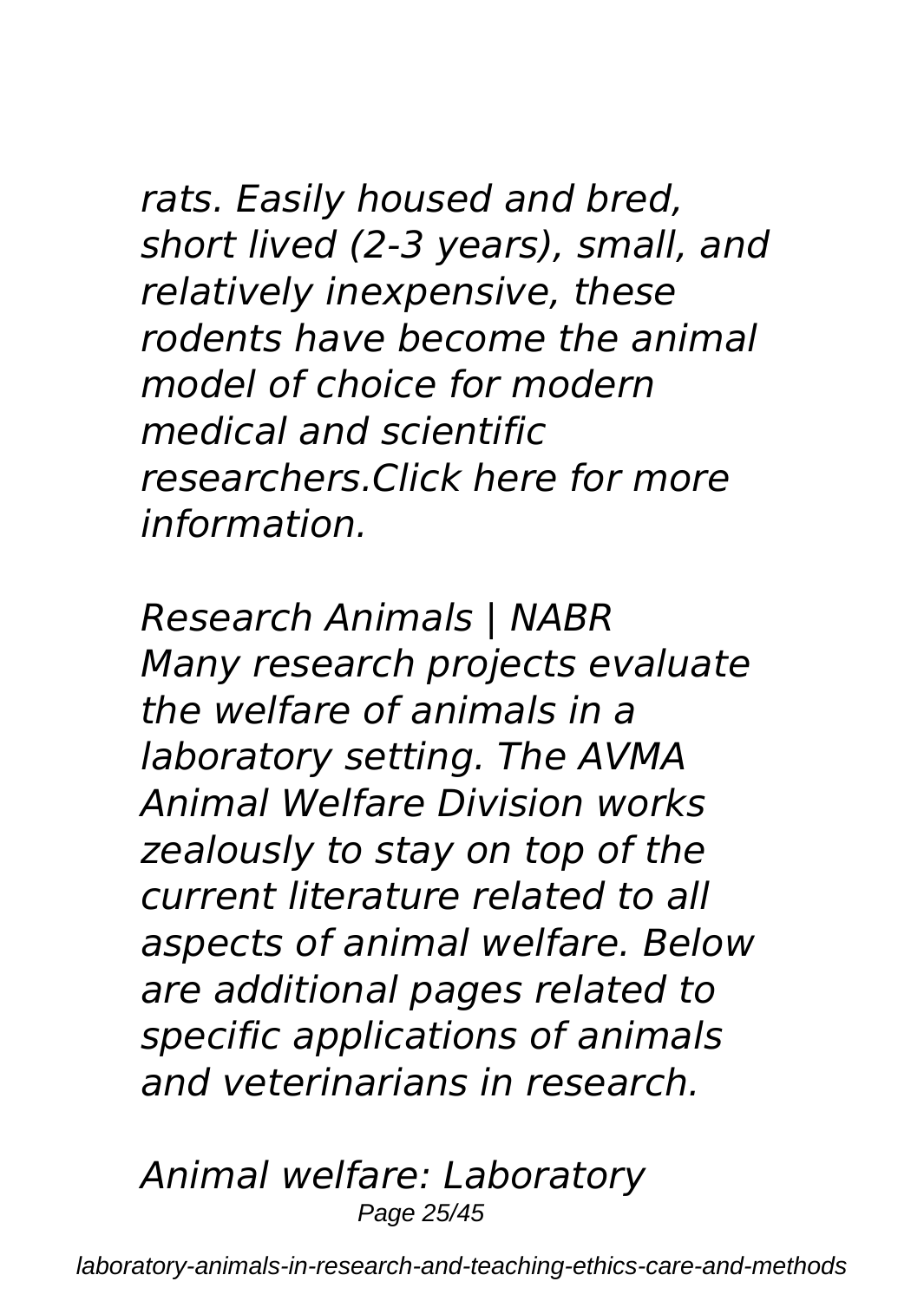*rats. Easily housed and bred, short lived (2-3 years), small, and relatively inexpensive, these rodents have become the animal model of choice for modern medical and scientific researchers.Click here for more information.*

*Research Animals | NABR*
*Many research projects evaluate the welfare of animals in a laboratory setting. The AVMA Animal Welfare Division works zealously to stay on top of the current literature related to all aspects of animal welfare. Below are additional pages related to specific applications of animals and veterinarians in research.*

*Animal welfare: Laboratory*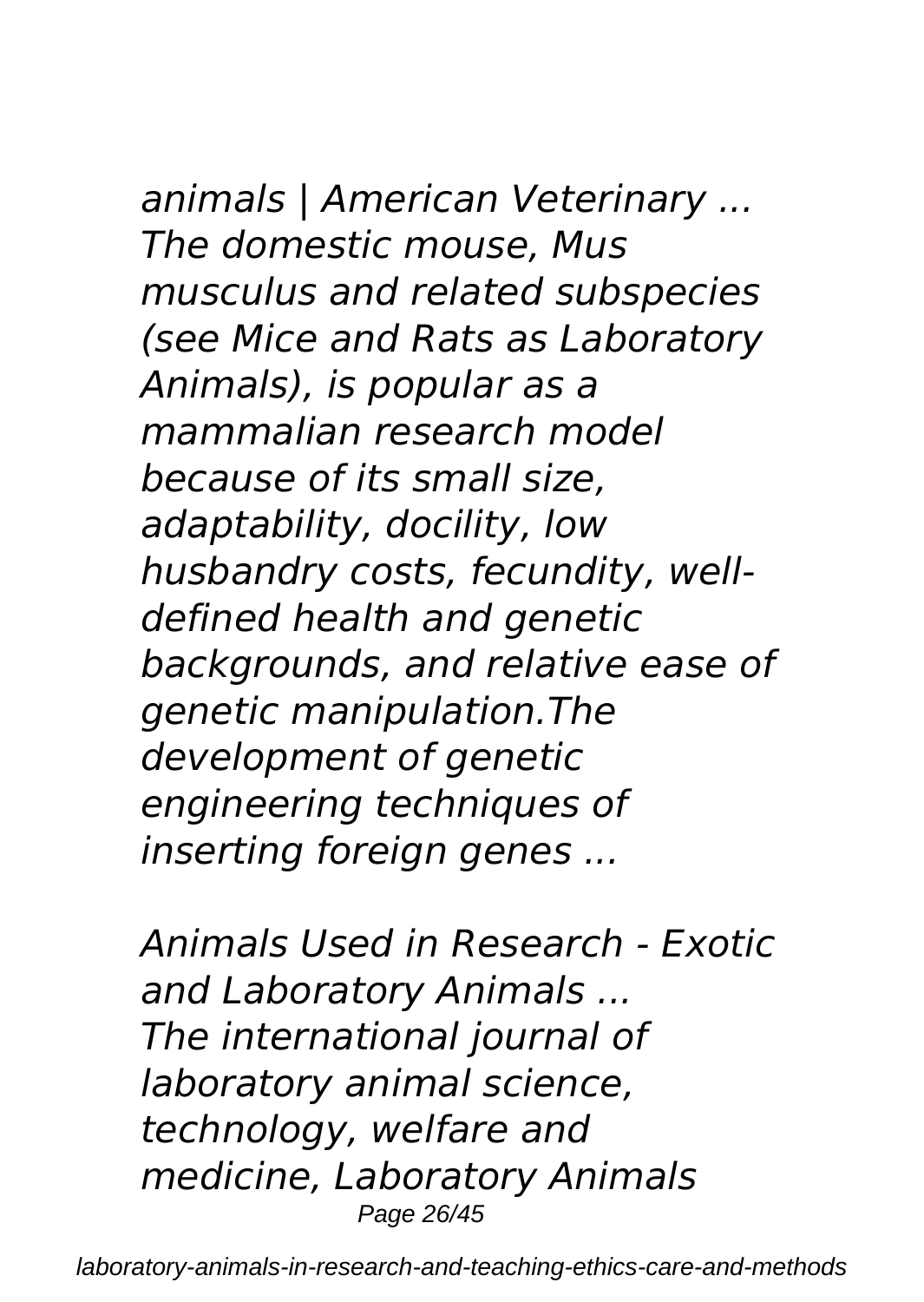*animals | American Veterinary ...*
*The domestic mouse, Mus musculus and related subspecies (see Mice and Rats as Laboratory Animals), is popular as a mammalian research model because of its small size, adaptability, docility, low husbandry costs, fecundity, well-defined health and genetic backgrounds, and relative ease of genetic manipulation.The development of genetic engineering techniques of inserting foreign genes ...*

*Animals Used in Research - Exotic and Laboratory Animals ...*
*The international journal of laboratory animal science, technology, welfare and medicine, Laboratory Animals*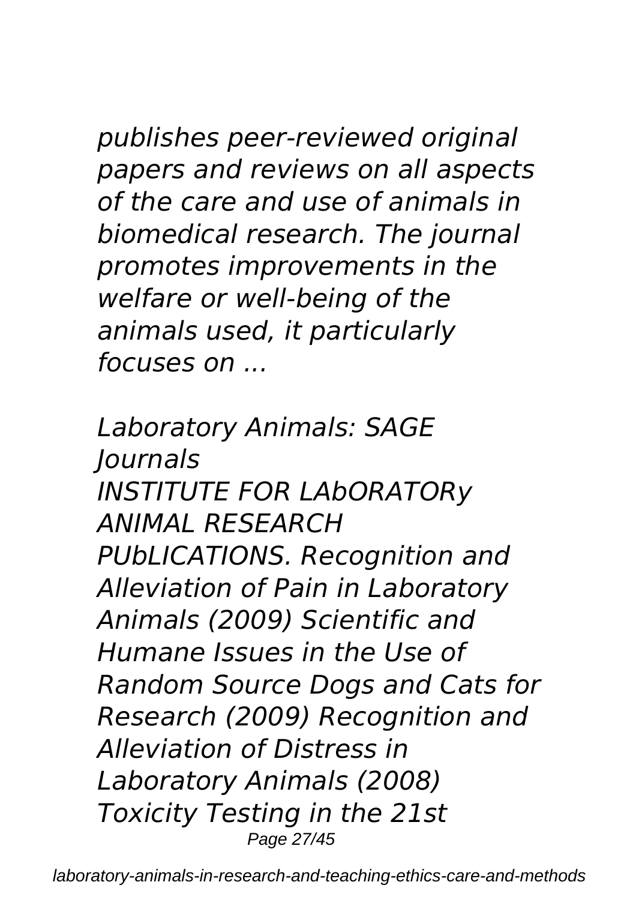*publishes peer-reviewed original papers and reviews on all aspects of the care and use of animals in biomedical research. The journal promotes improvements in the welfare or well-being of the animals used, it particularly focuses on ...*

*Laboratory Animals: SAGE Journals*

*INSTITUTE FOR LAbORATORy ANIMAL RESEARCH PUbLICATIONS. Recognition and Alleviation of Pain in Laboratory Animals (2009) Scientific and Humane Issues in the Use of Random Source Dogs and Cats for Research (2009) Recognition and Alleviation of Distress in Laboratory Animals (2008) Toxicity Testing in the 21st*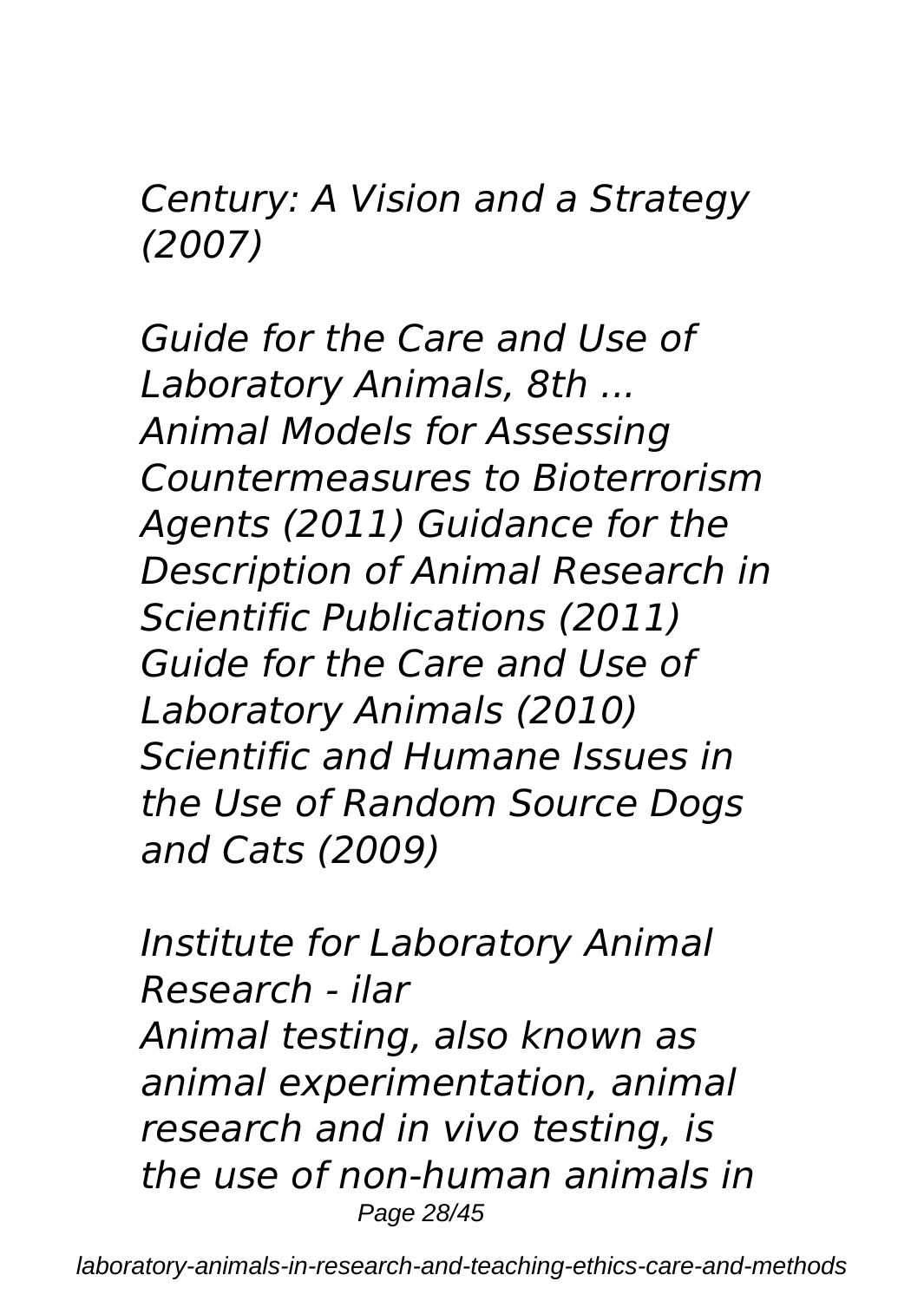*Century: A Vision and a Strategy (2007)*

*Guide for the Care and Use of Laboratory Animals, 8th ... Animal Models for Assessing Countermeasures to Bioterrorism Agents (2011) Guidance for the Description of Animal Research in Scientific Publications (2011) Guide for the Care and Use of Laboratory Animals (2010) Scientific and Humane Issues in the Use of Random Source Dogs and Cats (2009)*

*Institute for Laboratory Animal Research - ilar*
*Animal testing, also known as animal experimentation, animal research and in vivo testing, is the use of non-human animals in*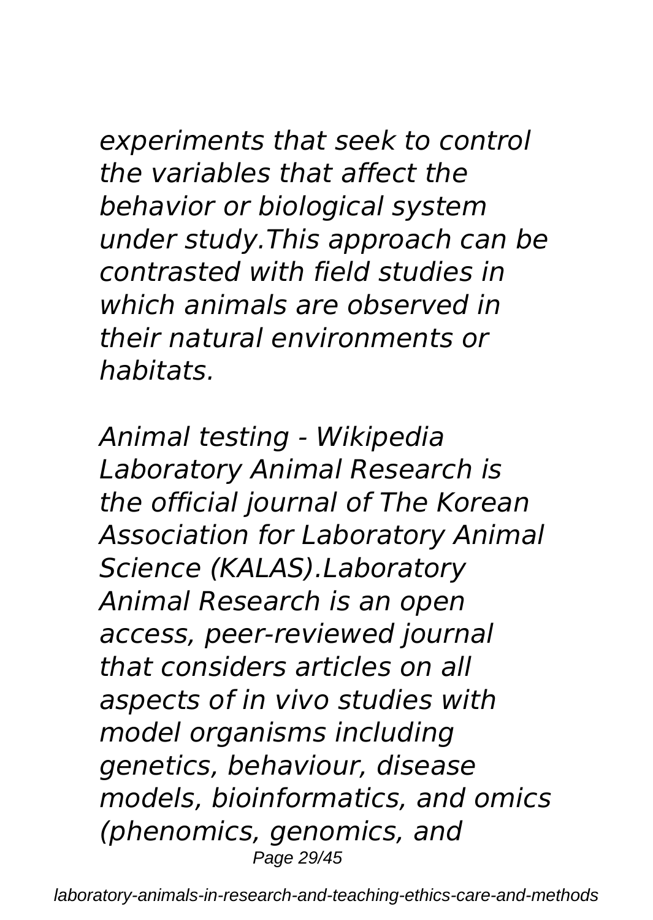*experiments that seek to control the variables that affect the behavior or biological system under study.This approach can be contrasted with field studies in which animals are observed in their natural environments or habitats.*

*Animal testing - Wikipedia*
*Laboratory Animal Research is the official journal of The Korean Association for Laboratory Animal Science (KALAS).Laboratory Animal Research is an open access, peer-reviewed journal that considers articles on all aspects of in vivo studies with model organisms including genetics, behaviour, disease models, bioinformatics, and omics (phenomics, genomics, and*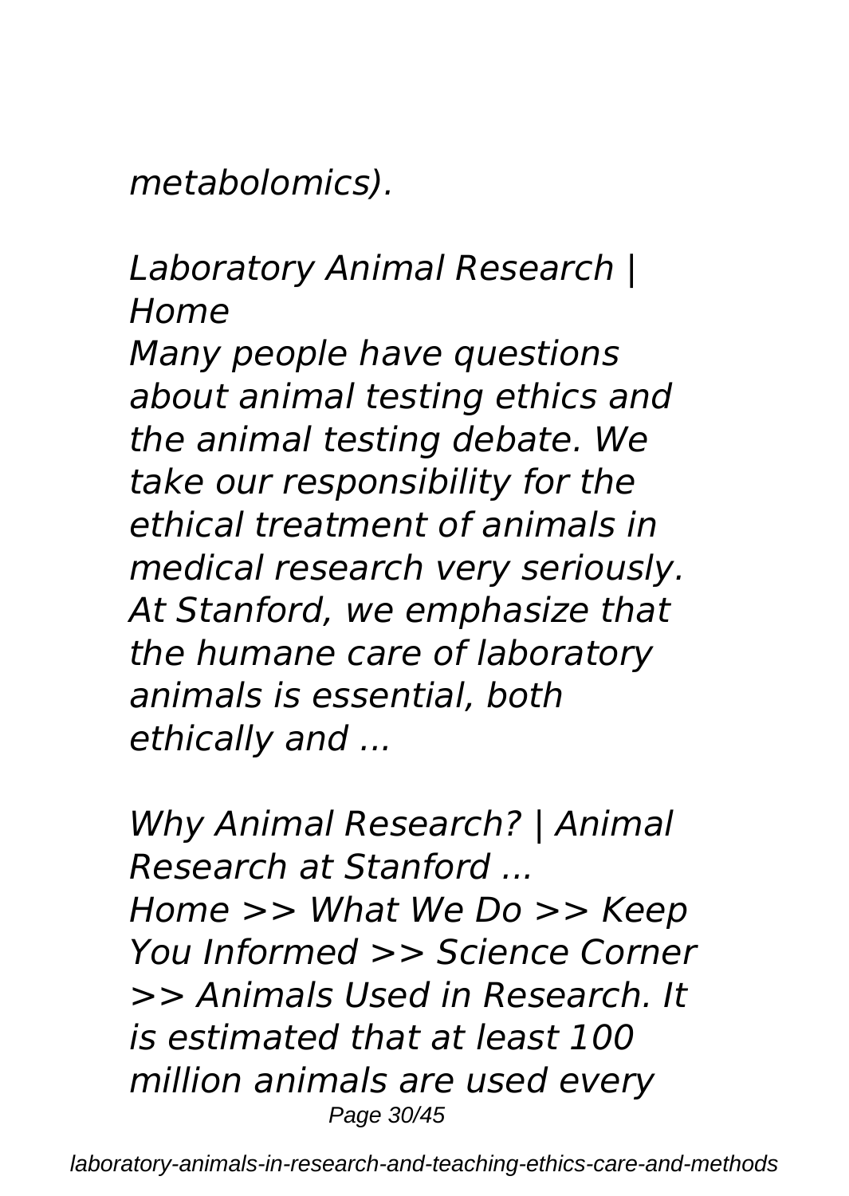*metabolomics).*

*Laboratory Animal Research | Home*

*Many people have questions about animal testing ethics and the animal testing debate. We take our responsibility for the ethical treatment of animals in medical research very seriously. At Stanford, we emphasize that the humane care of laboratory animals is essential, both ethically and ...*

*Why Animal Research? | Animal Research at Stanford ...*

*Home >> What We Do >> Keep You Informed >> Science Corner >> Animals Used in Research. It is estimated that at least 100 million animals are used every*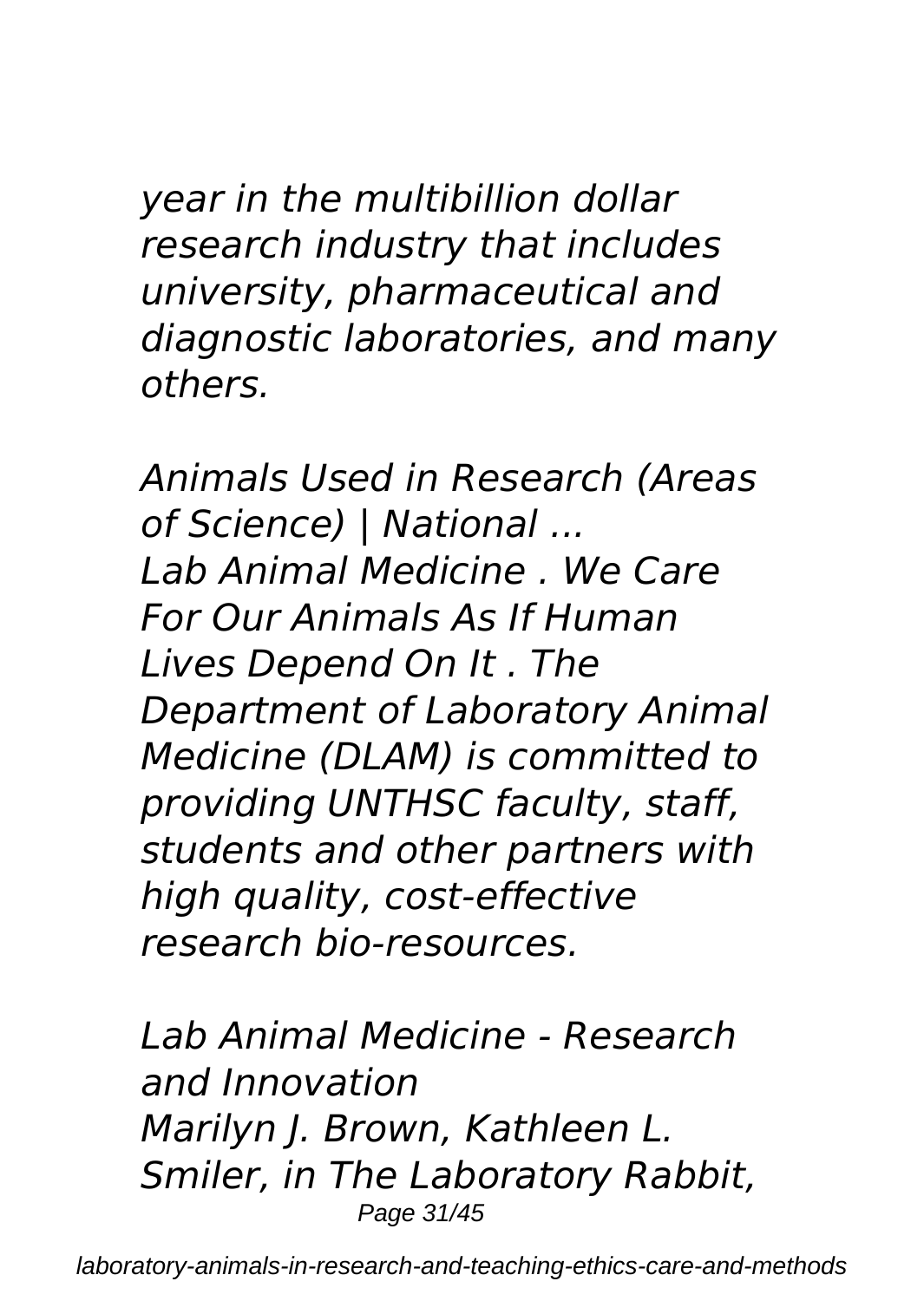*year in the multibillion dollar research industry that includes university, pharmaceutical and diagnostic laboratories, and many others.*

*Animals Used in Research (Areas of Science) | National ...*
*Lab Animal Medicine . We Care For Our Animals As If Human Lives Depend On It . The Department of Laboratory Animal Medicine (DLAM) is committed to providing UNTHSC faculty, staff, students and other partners with high quality, cost-effective research bio-resources.*

*Lab Animal Medicine - Research and Innovation*
*Marilyn J. Brown, Kathleen L. Smiler, in The Laboratory Rabbit,*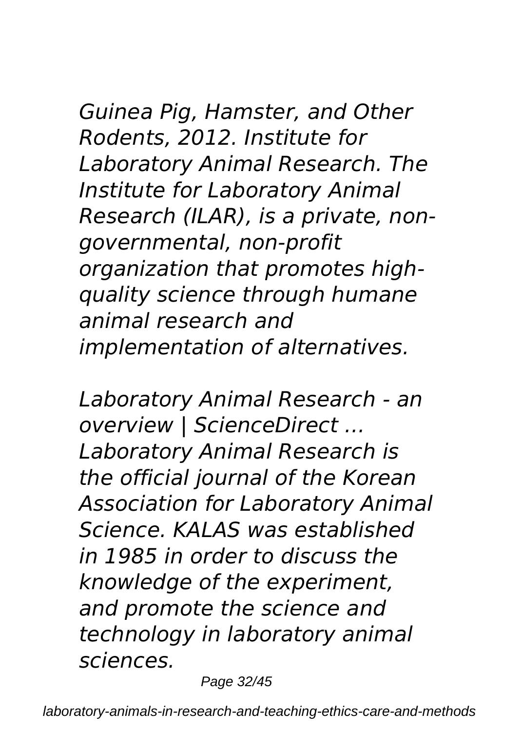*Guinea Pig, Hamster, and Other Rodents, 2012. Institute for Laboratory Animal Research. The Institute for Laboratory Animal Research (ILAR), is a private, non-governmental, non-profit organization that promotes high-quality science through humane animal research and implementation of alternatives.*

*Laboratory Animal Research - an overview | ScienceDirect ...*
*Laboratory Animal Research is the official journal of the Korean Association for Laboratory Animal Science. KALAS was established in 1985 in order to discuss the knowledge of the experiment, and promote the science and technology in laboratory animal sciences.*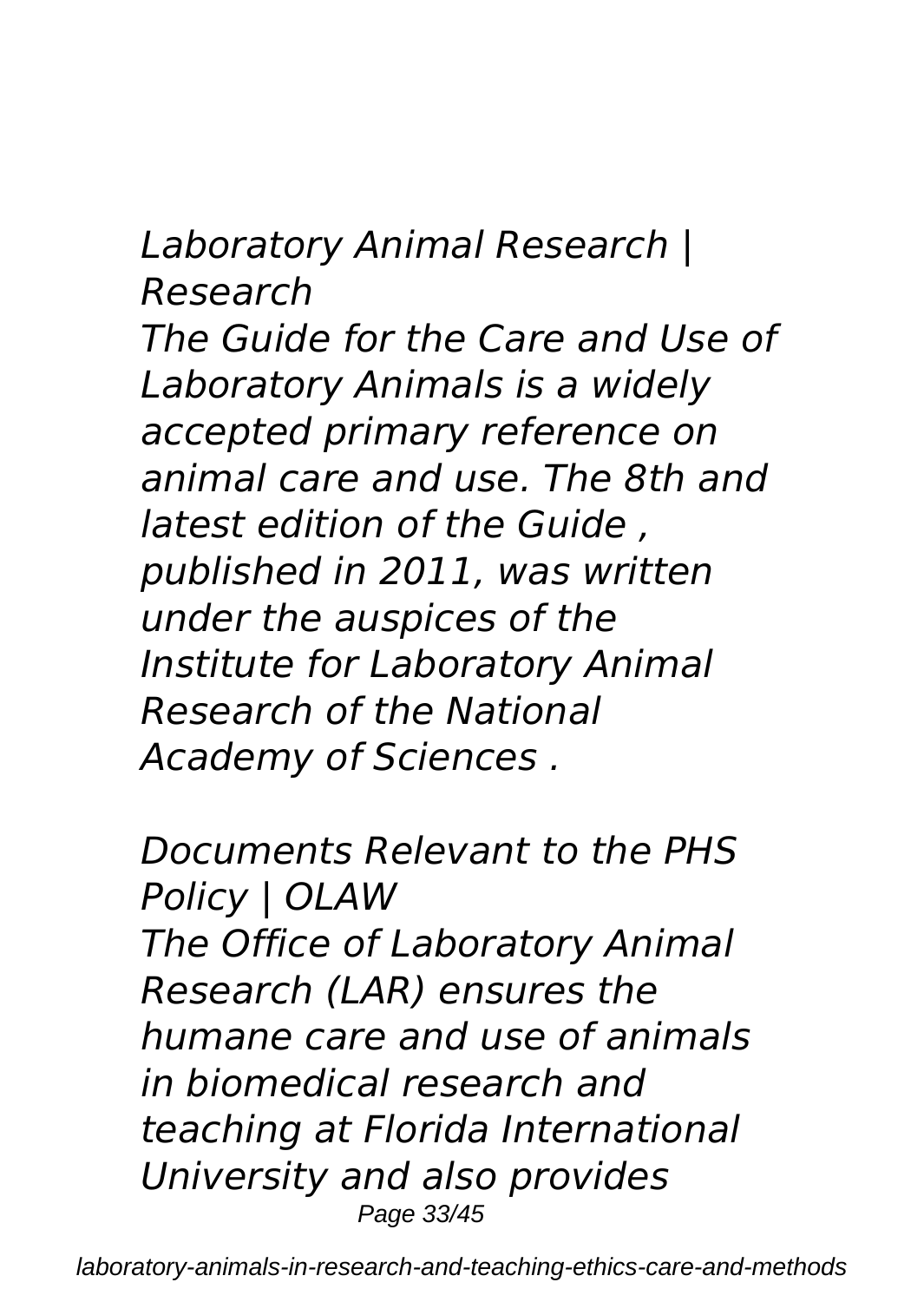*Laboratory Animal Research | Research*

*The Guide for the Care and Use of Laboratory Animals is a widely accepted primary reference on animal care and use. The 8th and latest edition of the Guide , published in 2011, was written under the auspices of the Institute for Laboratory Animal Research of the National Academy of Sciences .*

*Documents Relevant to the PHS Policy | OLAW*

*The Office of Laboratory Animal Research (LAR) ensures the humane care and use of animals in biomedical research and teaching at Florida International University and also provides*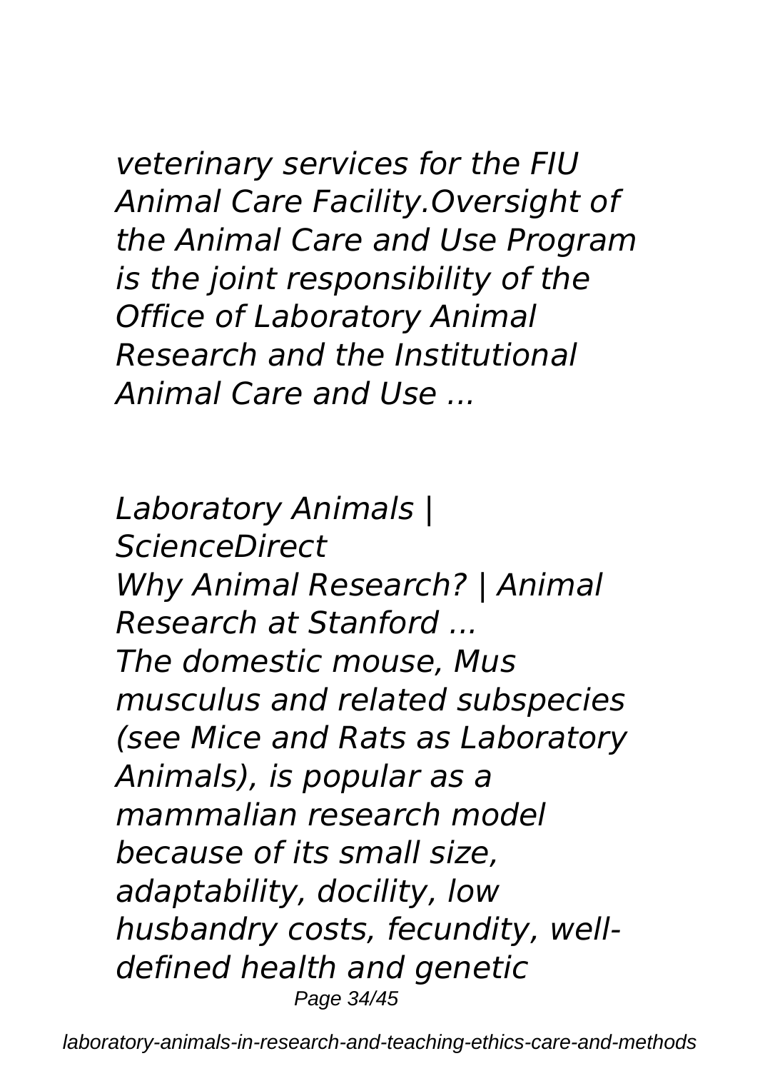*veterinary services for the FIU Animal Care Facility.Oversight of the Animal Care and Use Program is the joint responsibility of the Office of Laboratory Animal Research and the Institutional Animal Care and Use ...*

*Laboratory Animals | ScienceDirect*

*Why Animal Research? | Animal Research at Stanford ...*

*The domestic mouse, Mus musculus and related subspecies (see Mice and Rats as Laboratory Animals), is popular as a mammalian research model because of its small size, adaptability, docility, low husbandry costs, fecundity, well-defined health and genetic*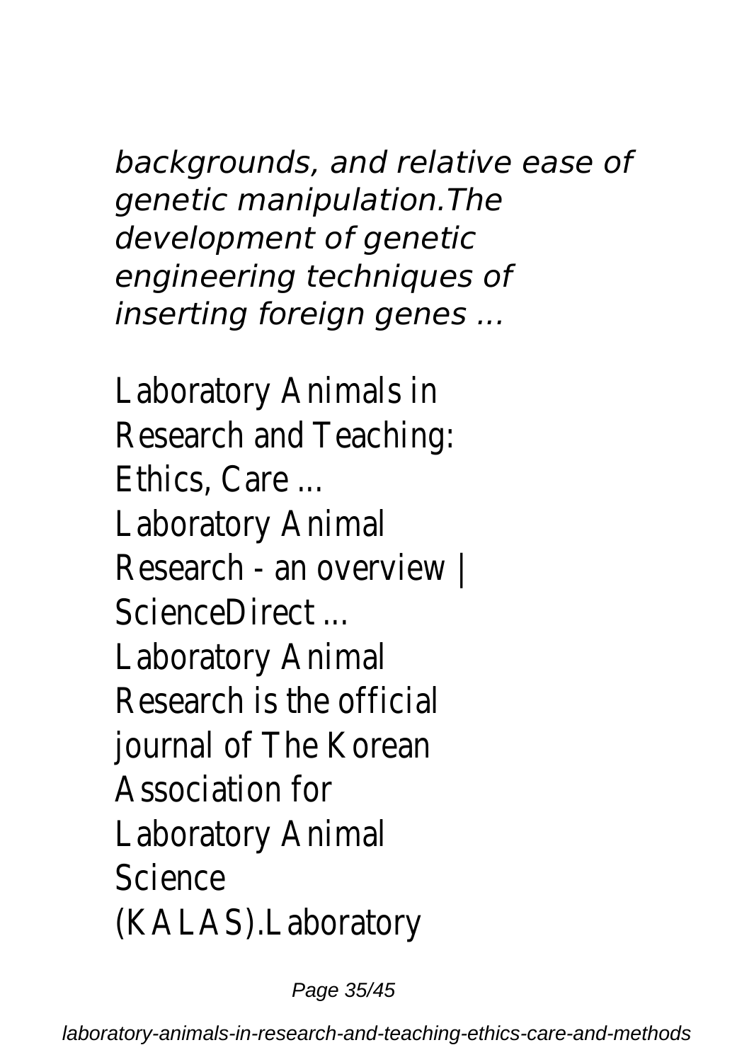*backgrounds, and relative ease of genetic manipulation.The development of genetic engineering techniques of inserting foreign genes ...*

Laboratory Animals in Research and Teaching: Ethics, Care ...
Laboratory Animal Research - an overview | ScienceDirect ...
Laboratory Animal Research is the official journal of The Korean Association for Laboratory Animal Science (KALAS).Laboratory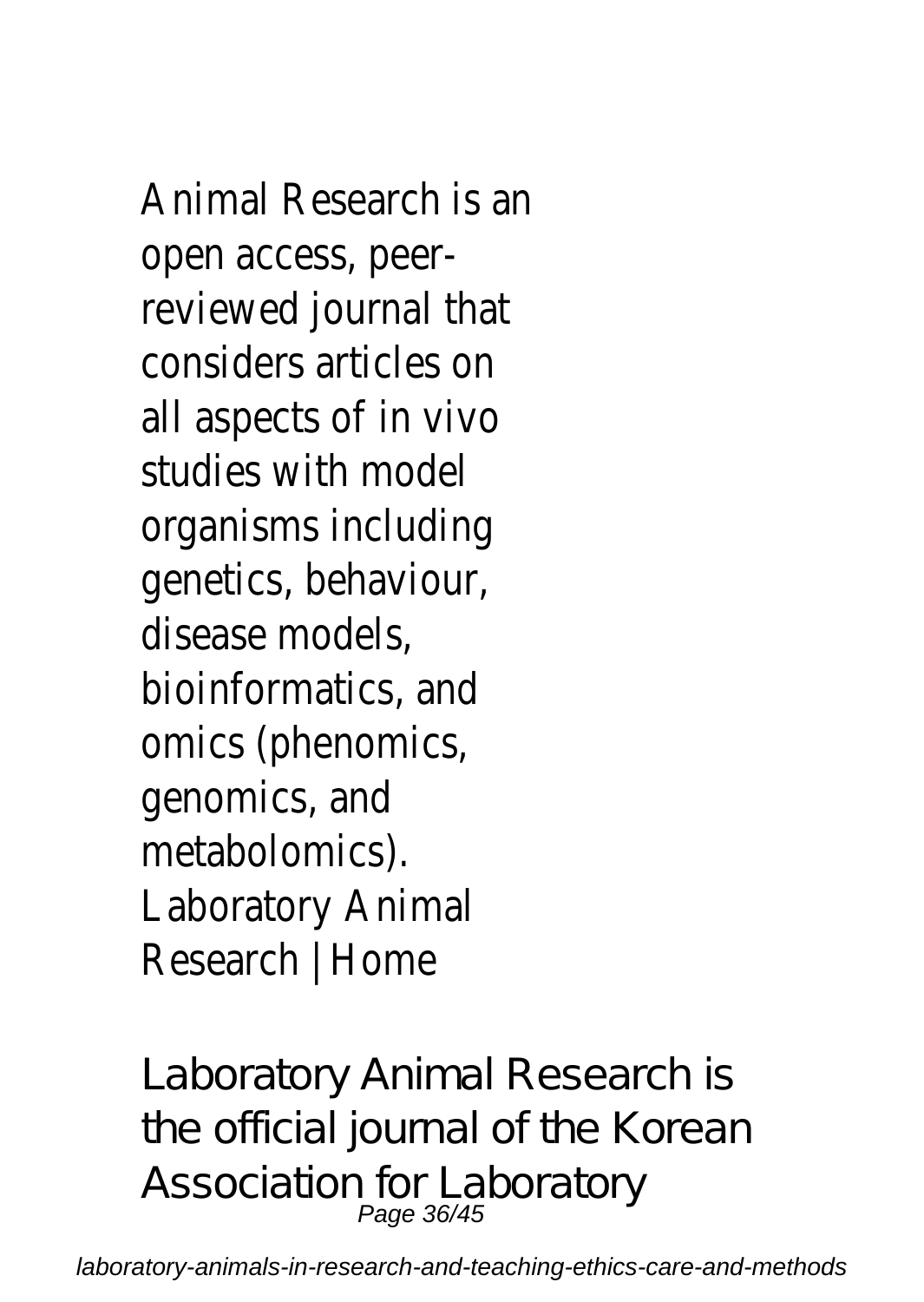Animal Research is an open access, peer-reviewed journal that considers articles on all aspects of in vivo studies with model organisms including genetics, behaviour, disease models, bioinformatics, and omics (phenomics, genomics, and metabolomics).
Laboratory Animal Research | Home

Laboratory Animal Research is the official journal of the Korean Association for Laboratory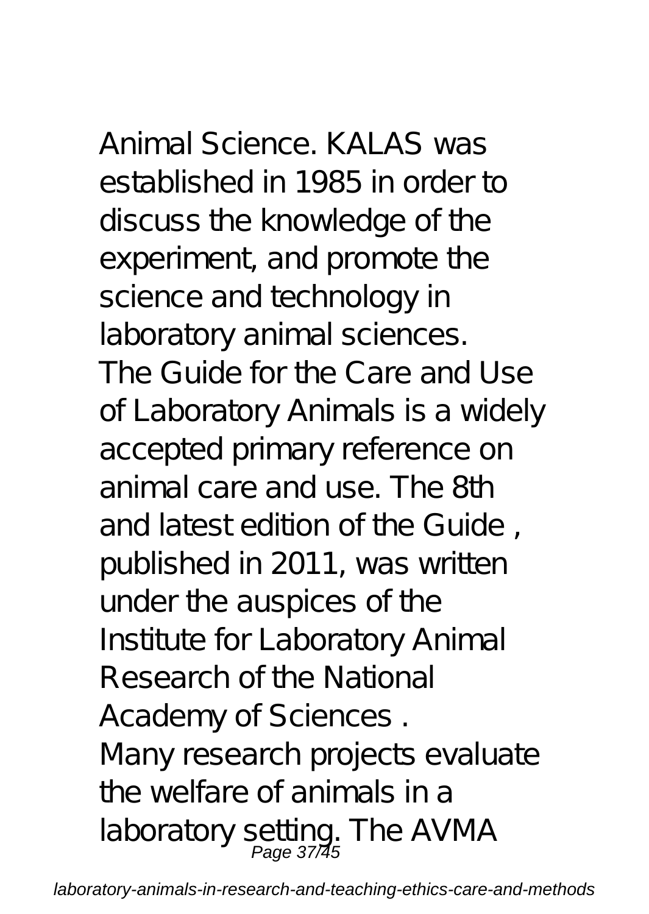Animal Science. KALAS was established in 1985 in order to discuss the knowledge of the experiment, and promote the science and technology in laboratory animal sciences.

The Guide for the Care and Use of Laboratory Animals is a widely accepted primary reference on animal care and use. The 8th and latest edition of the Guide , published in 2011, was written under the auspices of the Institute for Laboratory Animal Research of the National Academy of Sciences .

Many research projects evaluate the welfare of animals in a laboratory setting. The AVMA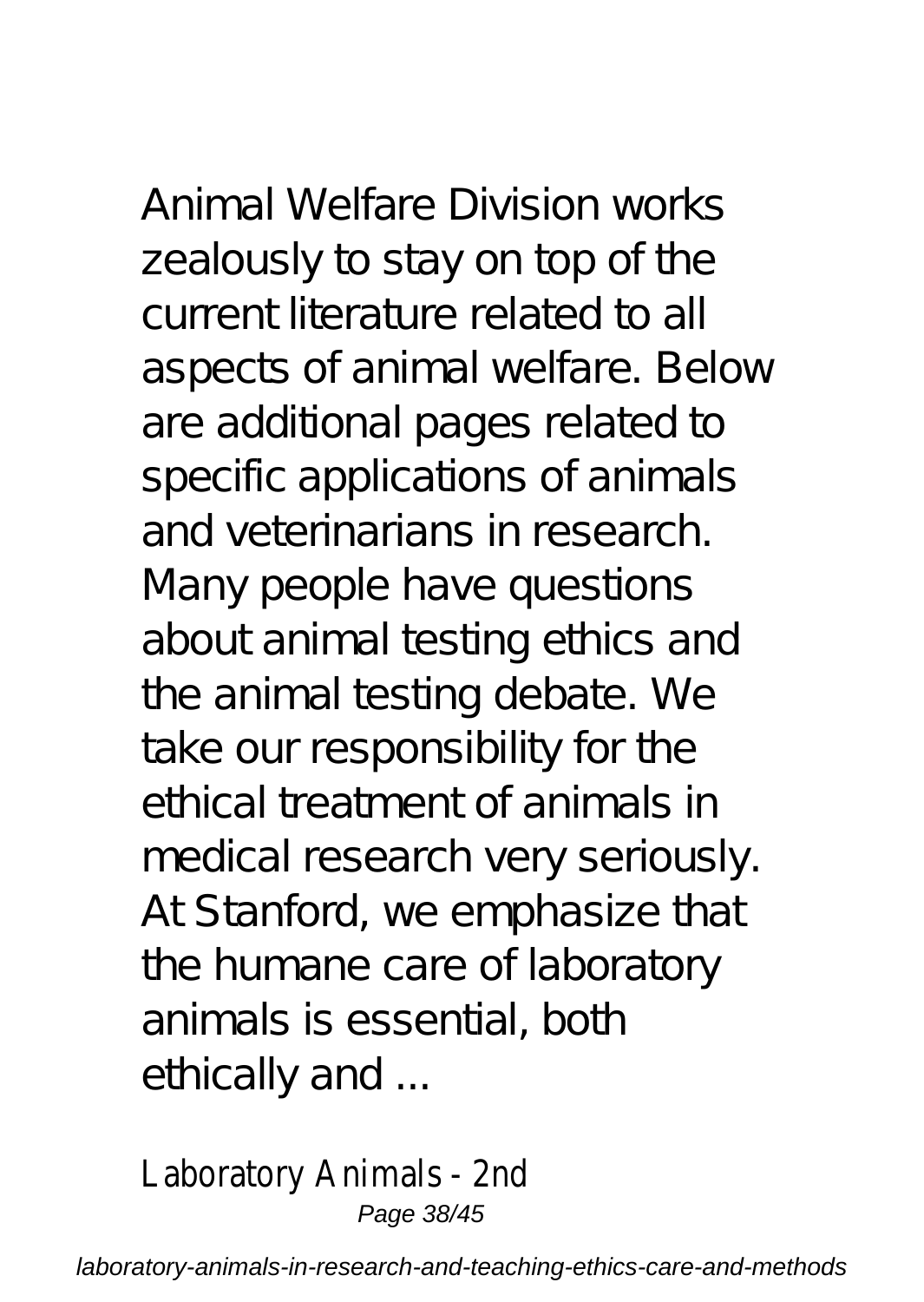Animal Welfare Division works zealously to stay on top of the current literature related to all aspects of animal welfare. Below are additional pages related to specific applications of animals and veterinarians in research. Many people have questions about animal testing ethics and the animal testing debate. We take our responsibility for the ethical treatment of animals in medical research very seriously. At Stanford, we emphasize that the humane care of laboratory animals is essential, both ethically and ...

Laboratory Animals - 2nd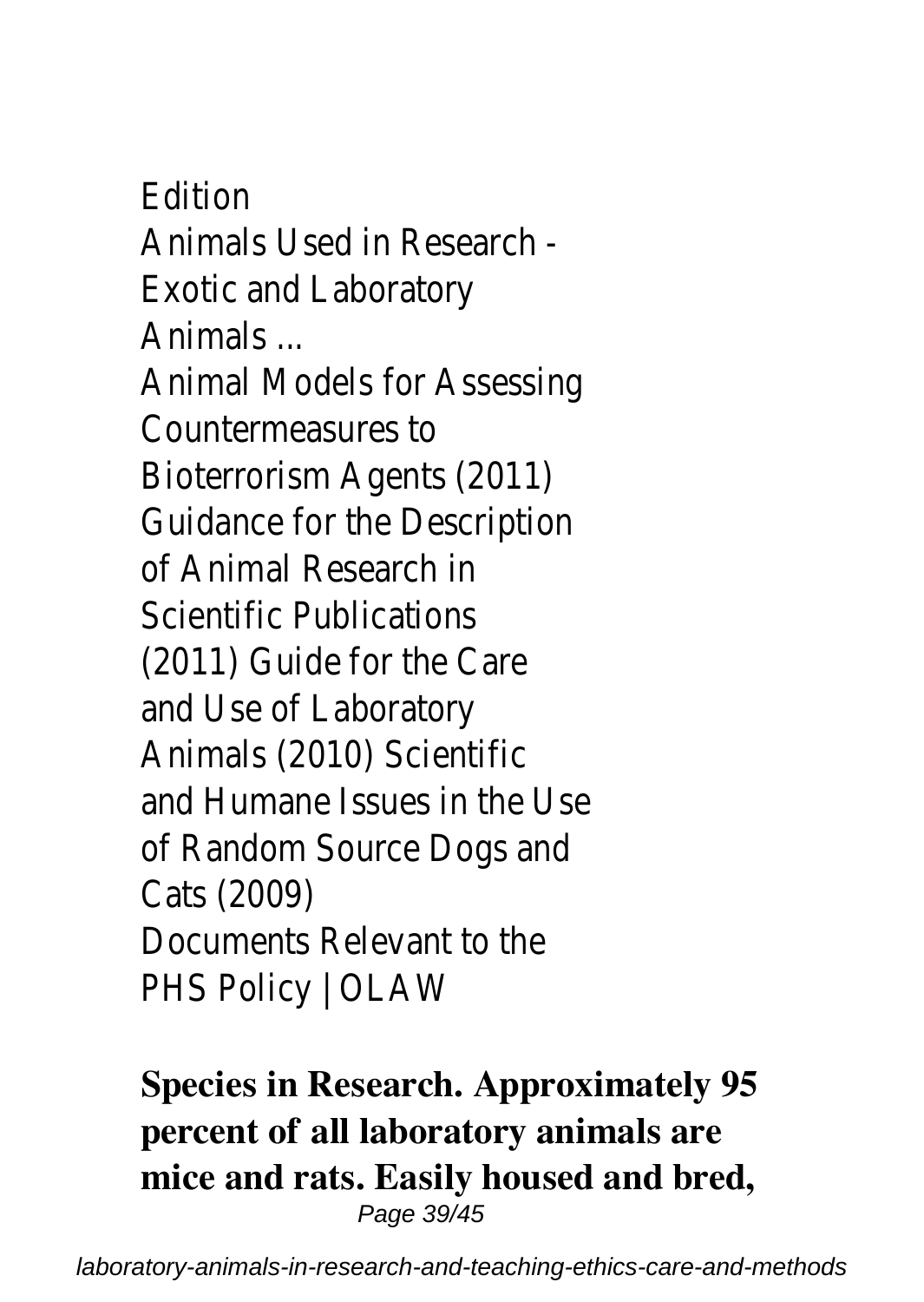Edition
Animals Used in Research - Exotic and Laboratory Animals ...
Animal Models for Assessing Countermeasures to Bioterrorism Agents (2011) Guidance for the Description of Animal Research in Scientific Publications (2011) Guide for the Care and Use of Laboratory Animals (2010) Scientific and Humane Issues in the Use of Random Source Dogs and Cats (2009)
Documents Relevant to the PHS Policy | OLAW

**Species in Research. Approximately 95 percent of all laboratory animals are mice and rats. Easily housed and bred,**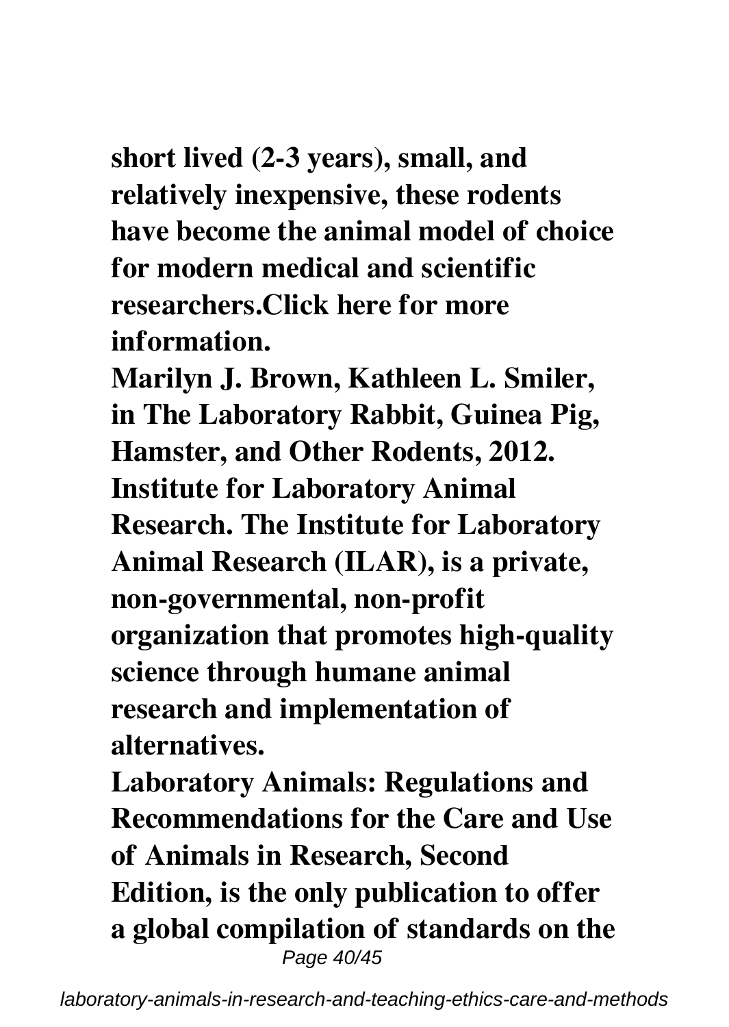**short lived (2-3 years), small, and relatively inexpensive, these rodents have become the animal model of choice for modern medical and scientific researchers.Click here for more information.**

**Marilyn J. Brown, Kathleen L. Smiler, in The Laboratory Rabbit, Guinea Pig, Hamster, and Other Rodents, 2012. Institute for Laboratory Animal Research. The Institute for Laboratory Animal Research (ILAR), is a private, non-governmental, non-profit organization that promotes high-quality science through humane animal research and implementation of alternatives.**

**Laboratory Animals: Regulations and Recommendations for the Care and Use of Animals in Research, Second Edition, is the only publication to offer a global compilation of standards on the**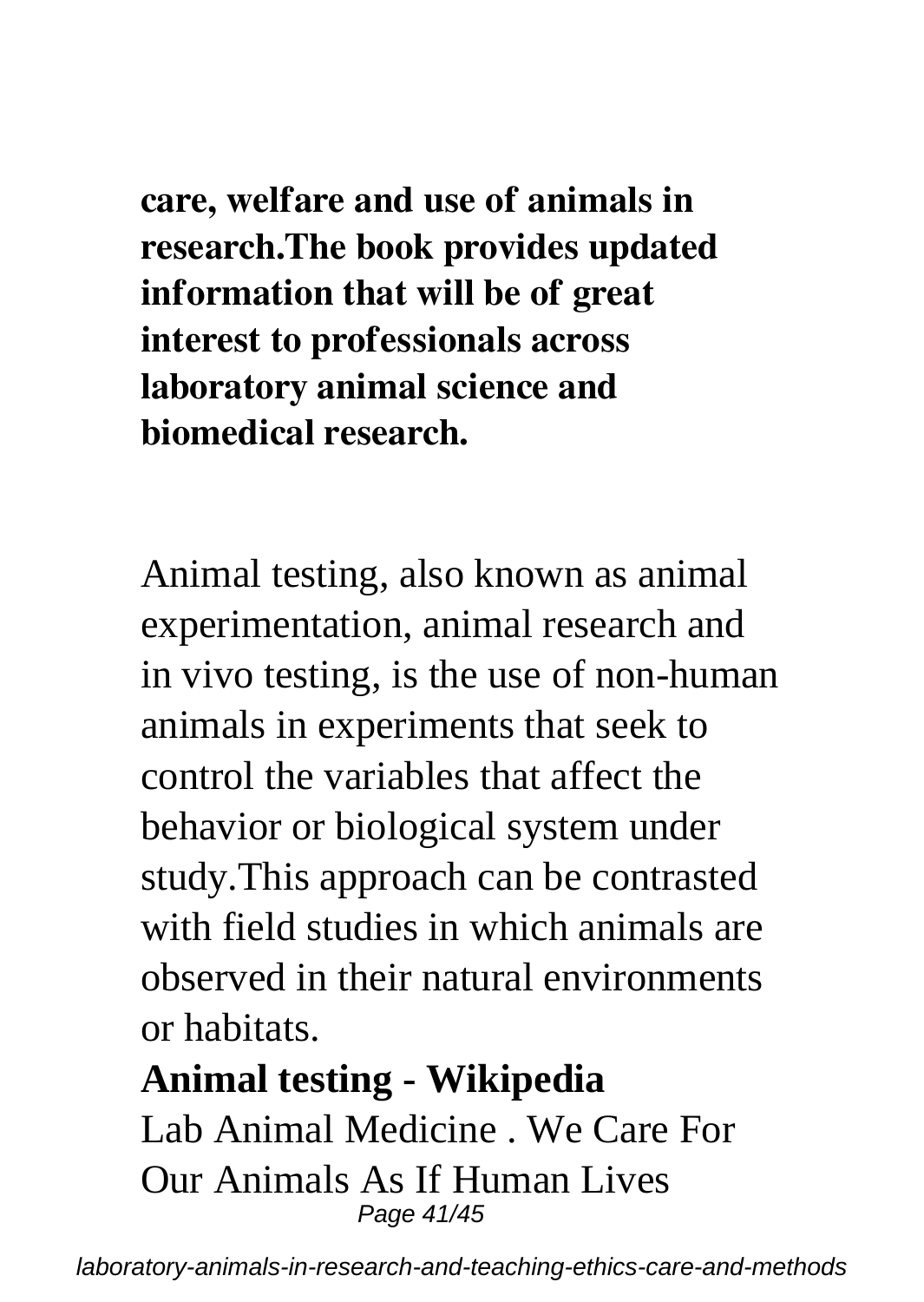**care, welfare and use of animals in research.The book provides updated information that will be of great interest to professionals across laboratory animal science and biomedical research.**

Animal testing, also known as animal experimentation, animal research and in vivo testing, is the use of non-human animals in experiments that seek to control the variables that affect the behavior or biological system under study.This approach can be contrasted with field studies in which animals are observed in their natural environments or habitats.

**Animal testing - Wikipedia**

Lab Animal Medicine . We Care For Our Animals As If Human Lives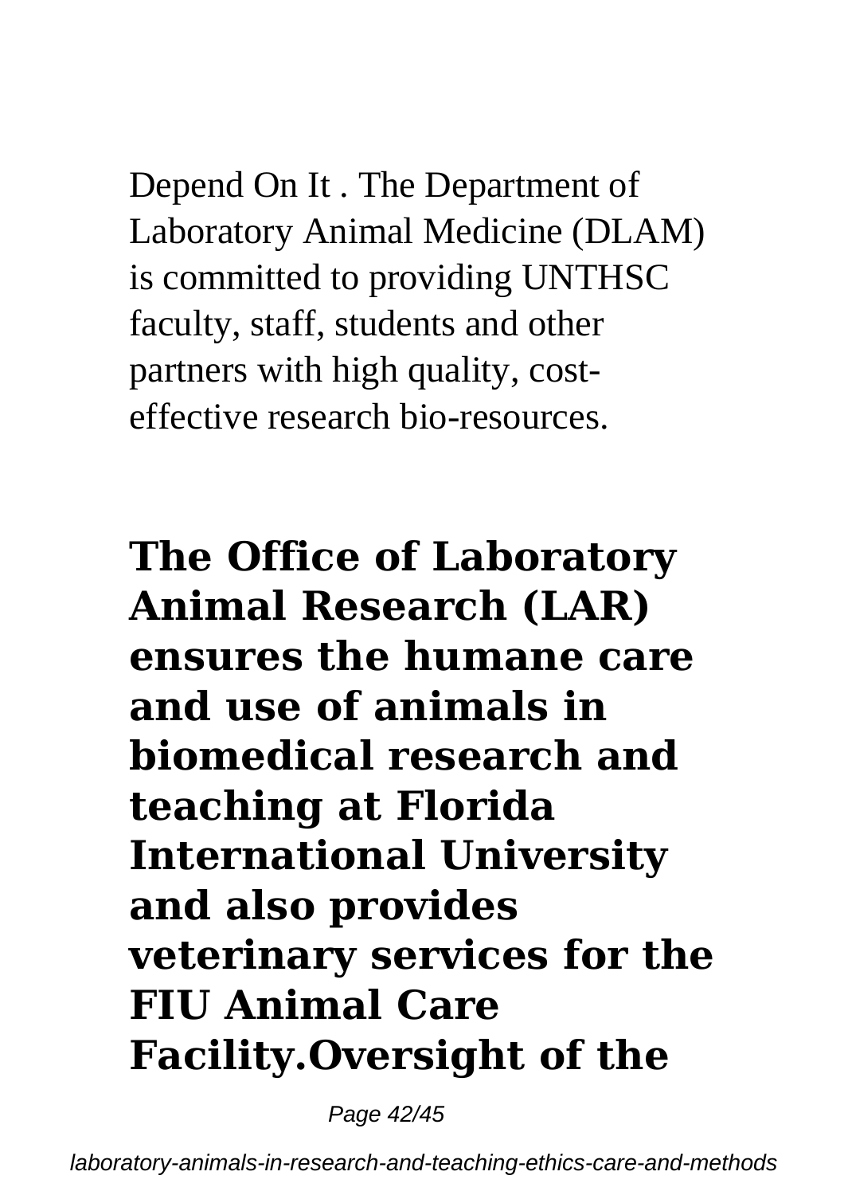Depend On It . The Department of Laboratory Animal Medicine (DLAM) is committed to providing UNTHSC faculty, staff, students and other partners with high quality, cost-effective research bio-resources.

## The Office of Laboratory Animal Research (LAR) ensures the humane care and use of animals in biomedical research and teaching at Florida International University and also provides veterinary services for the FIU Animal Care Facility.Oversight of the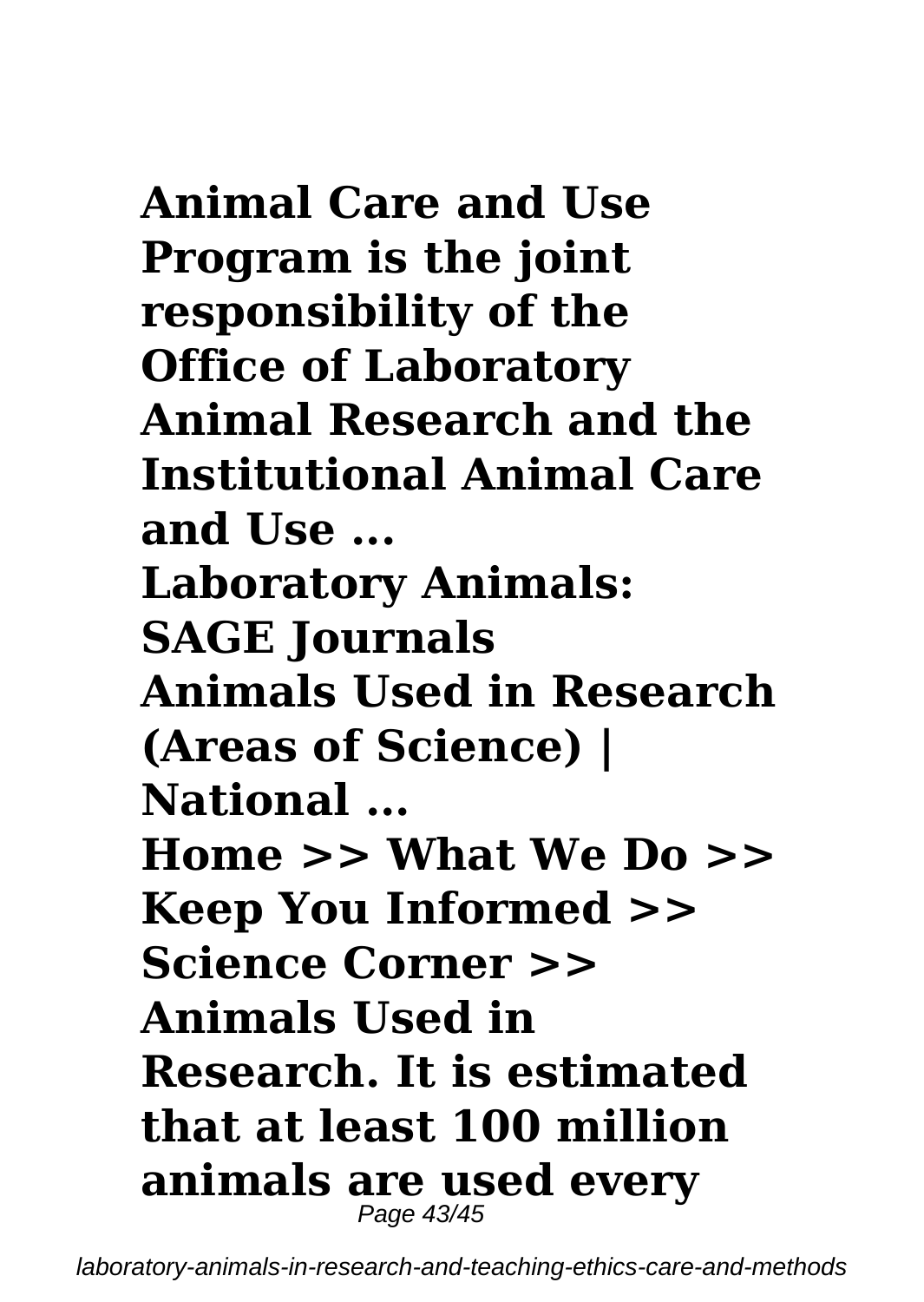**Animal Care and Use Program is the joint responsibility of the Office of Laboratory Animal Research and the Institutional Animal Care and Use ...**

**Laboratory Animals: SAGE Journals**

**Animals Used in Research (Areas of Science) | National ...**

**Home >> What We Do >> Keep You Informed >> Science Corner >> Animals Used in Research. It is estimated that at least 100 million animals are used every**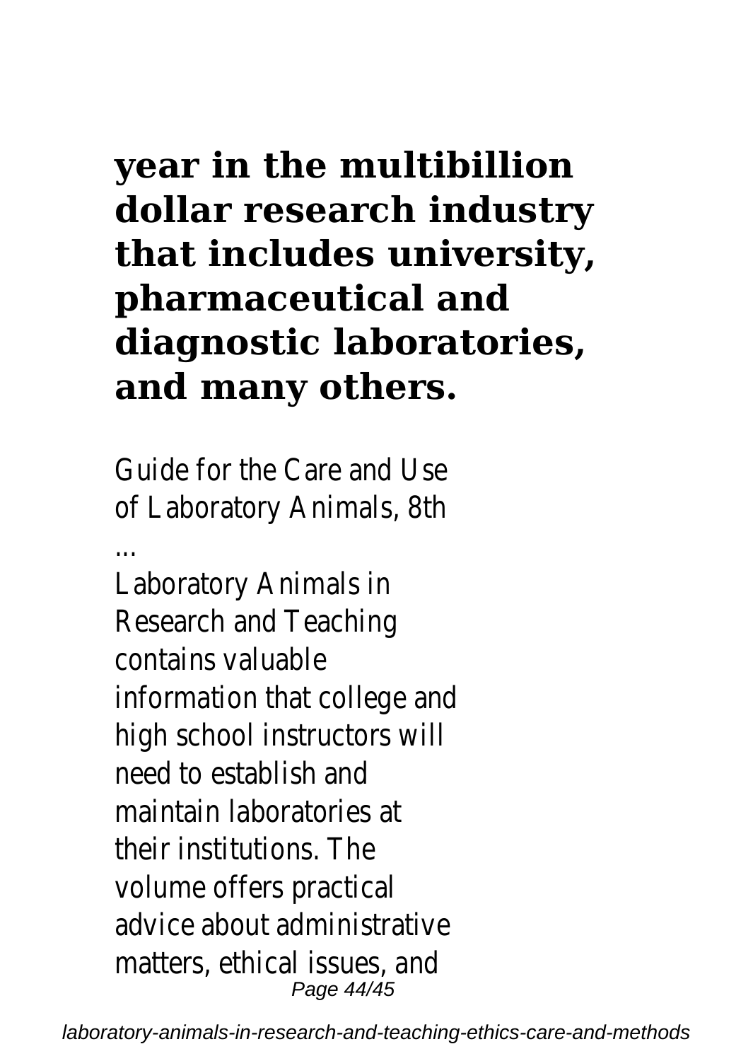**year in the multibillion dollar research industry that includes university, pharmaceutical and diagnostic laboratories, and many others.**

Guide for the Care and Use of Laboratory Animals, 8th ...

Laboratory Animals in Research and Teaching contains valuable information that college and high school instructors will need to establish and maintain laboratories at their institutions. The volume offers practical advice about administrative matters, ethical issues, and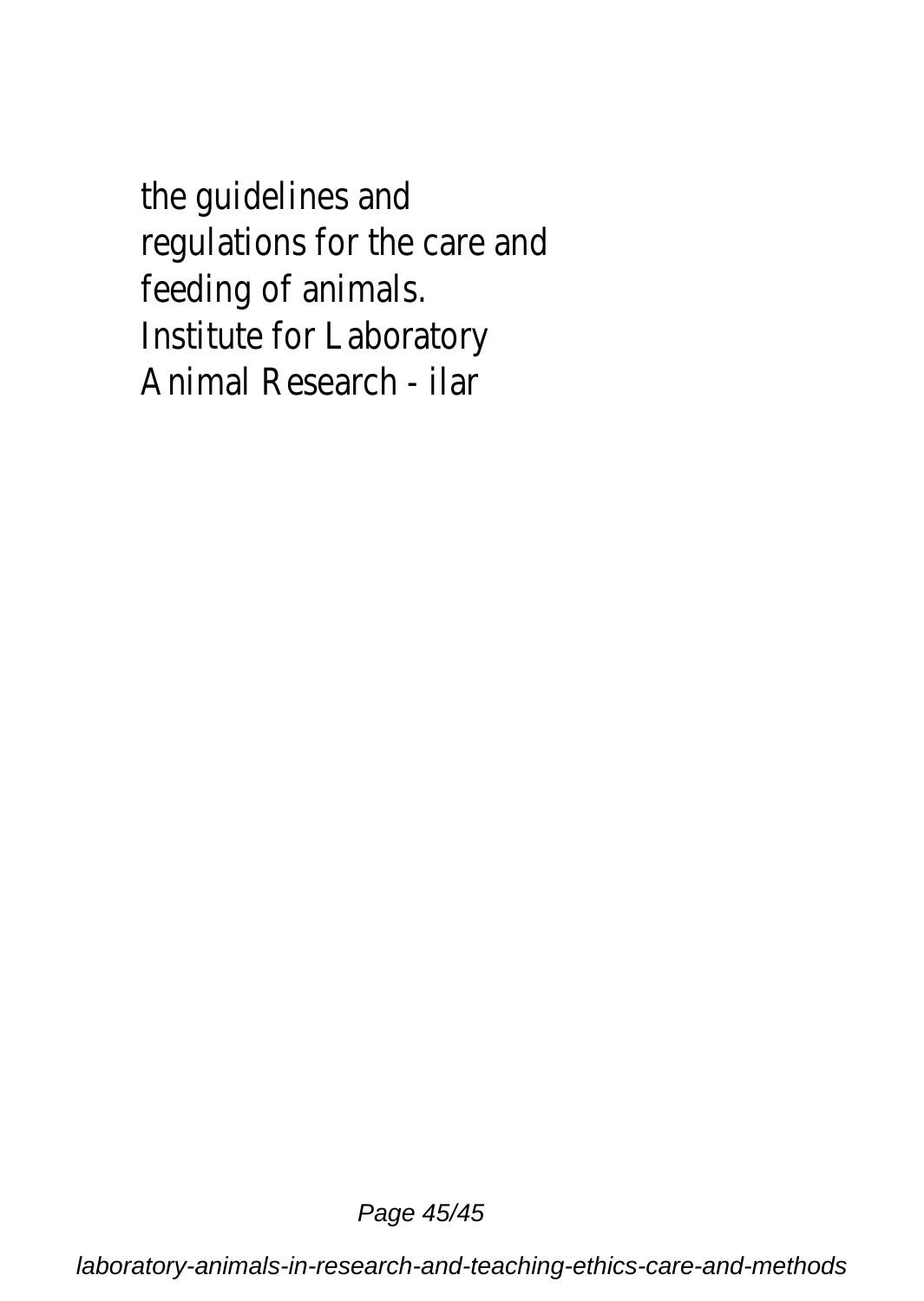the guidelines and regulations for the care and feeding of animals.

Institute for Laboratory Animal Research - ilar